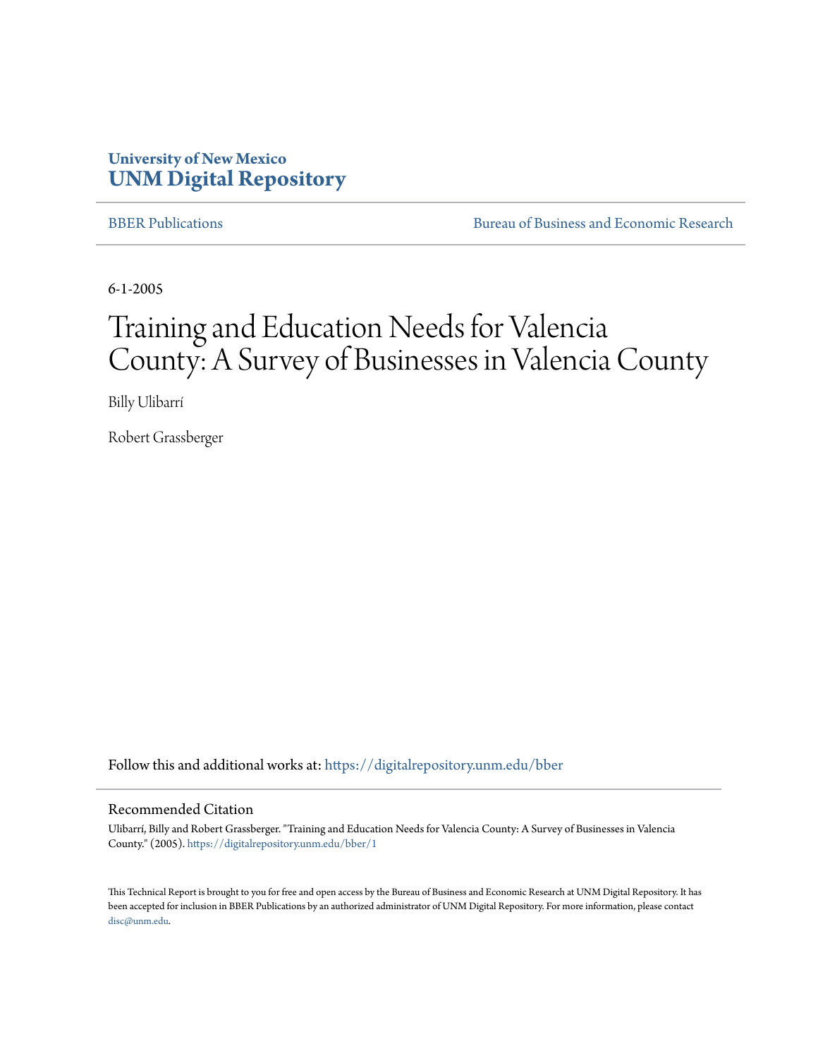University of New Mexico
**UNM Digital Repository**

BBER Publications | Bureau of Business and Economic Research

6-1-2005

# Training and Education Needs for Valencia County: A Survey of Businesses in Valencia County

Billy Ulibarrí

Robert Grassberger

Follow this and additional works at: https://digitalrepository.unm.edu/bber

## Recommended Citation

Ulibarrí, Billy and Robert Grassberger. "Training and Education Needs for Valencia County: A Survey of Businesses in Valencia County." (2005). https://digitalrepository.unm.edu/bber/1

This Technical Report is brought to you for free and open access by the Bureau of Business and Economic Research at UNM Digital Repository. It has been accepted for inclusion in BBER Publications by an authorized administrator of UNM Digital Repository. For more information, please contact disc@unm.edu.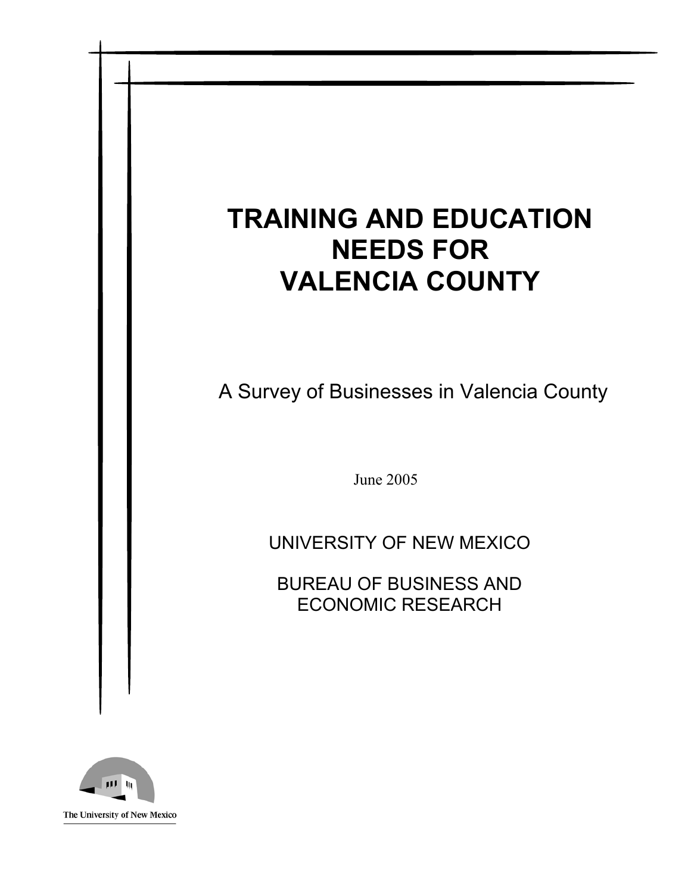# TRAINING AND EDUCATION NEEDS FOR VALENCIA COUNTY

A Survey of Businesses in Valencia County

June 2005

UNIVERSITY OF NEW MEXICO

BUREAU OF BUSINESS AND ECONOMIC RESEARCH

The University of New Mexico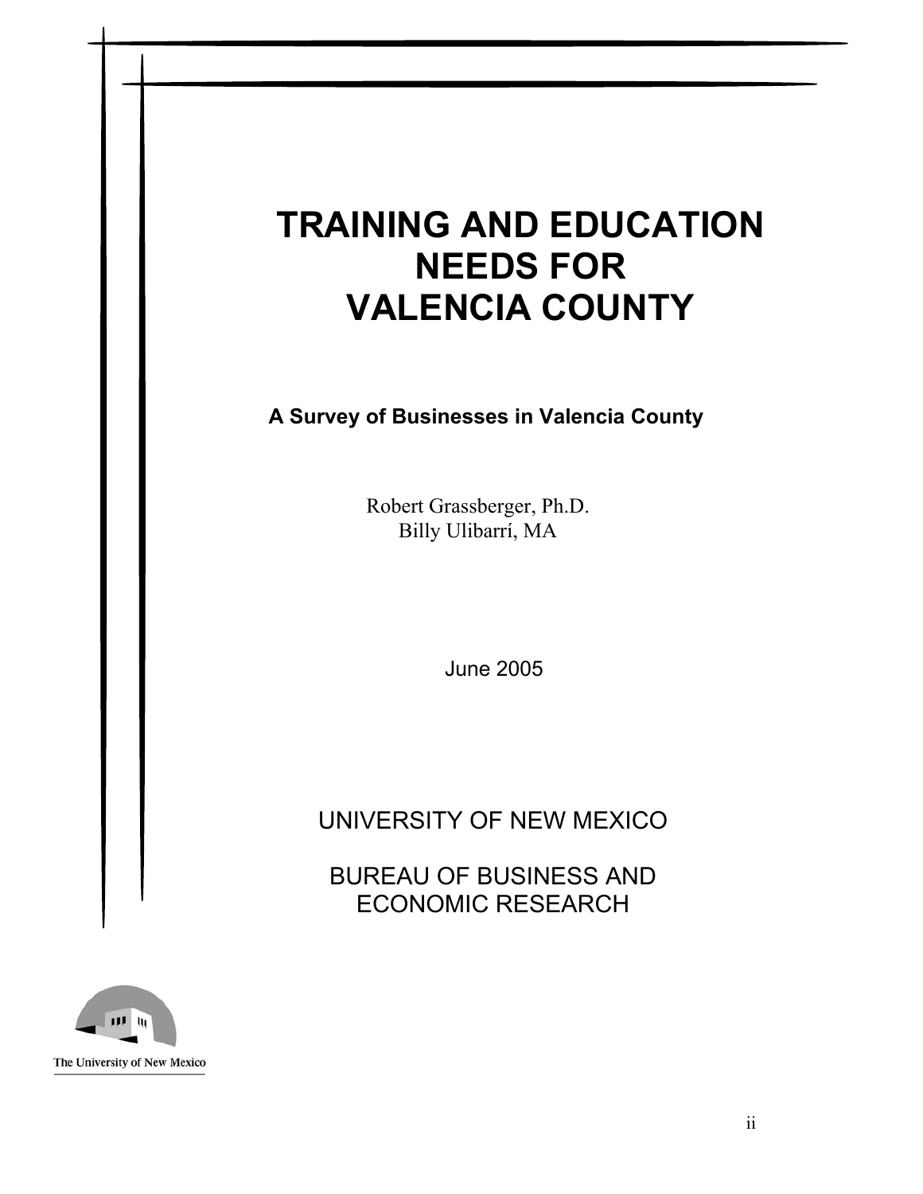# TRAINING AND EDUCATION NEEDS FOR VALENCIA COUNTY

**A Survey of Businesses in Valencia County**

Robert Grassberger, Ph.D.
Billy Ulibarrí, MA

June 2005

UNIVERSITY OF NEW MEXICO

BUREAU OF BUSINESS AND ECONOMIC RESEARCH

The University of New Mexico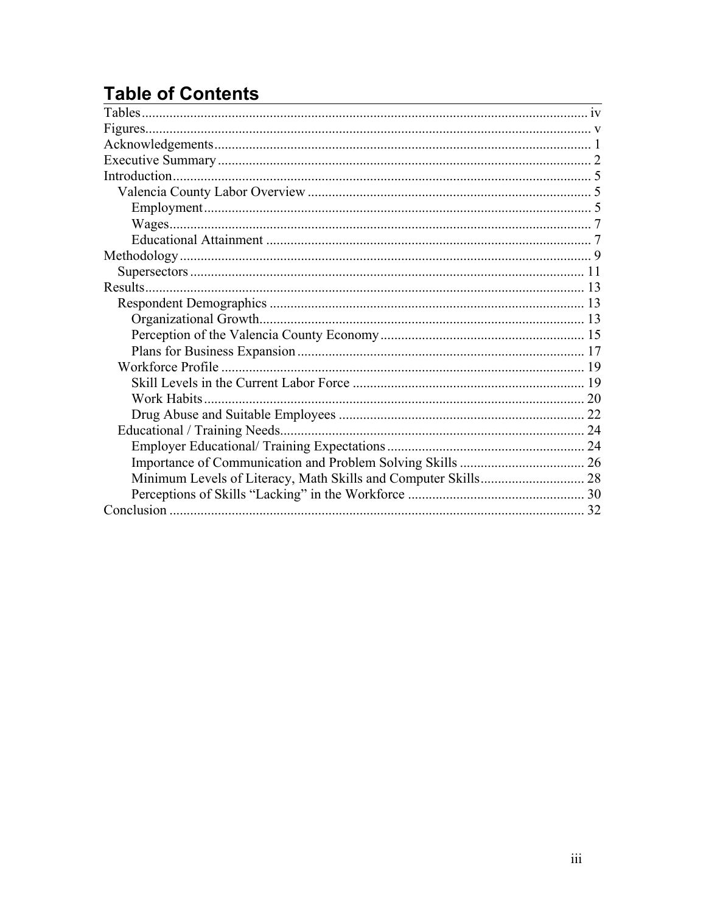# Table of Contents

- Tables ... iv
- Figures ... v
- Acknowledgements ... 1
- Executive Summary ... 2
- Introduction ... 5
  - Valencia County Labor Overview ... 5
    - Employment ... 5
    - Wages ... 7
    - Educational Attainment ... 7
- Methodology ... 9
  - Supersectors ... 11
- Results ... 13
  - Respondent Demographics ... 13
    - Organizational Growth ... 13
    - Perception of the Valencia County Economy ... 15
    - Plans for Business Expansion ... 17
  - Workforce Profile ... 19
    - Skill Levels in the Current Labor Force ... 19
    - Work Habits ... 20
    - Drug Abuse and Suitable Employees ... 22
  - Educational / Training Needs ... 24
    - Employer Educational/ Training Expectations ... 24
    - Importance of Communication and Problem Solving Skills ... 26
    - Minimum Levels of Literacy, Math Skills and Computer Skills ... 28
    - Perceptions of Skills “Lacking” in the Workforce ... 30
- Conclusion ... 32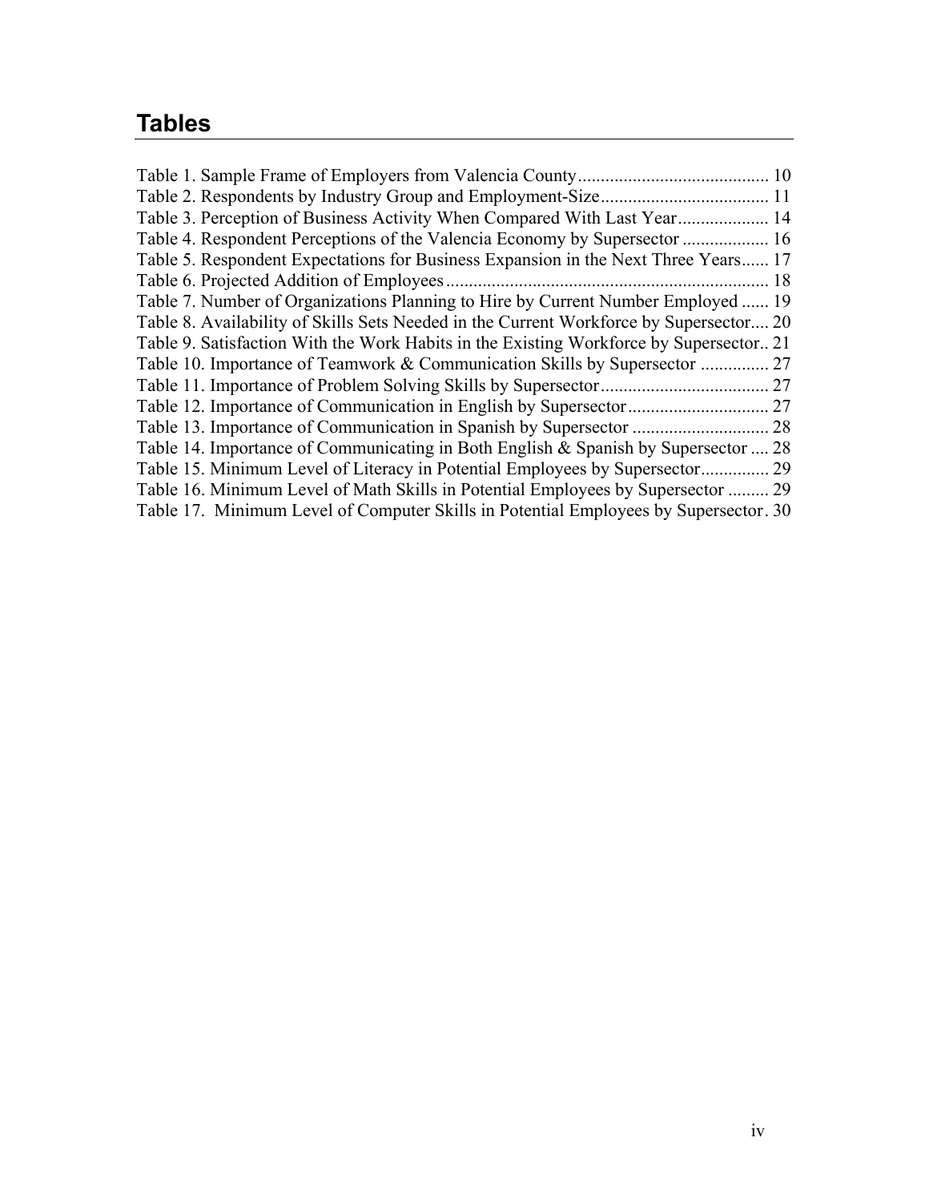# Tables

Table 1. Sample Frame of Employers from Valencia County .......................................... 10
Table 2. Respondents by Industry Group and Employment-Size ..................................... 11
Table 3. Perception of Business Activity When Compared With Last Year .................... 14
Table 4. Respondent Perceptions of the Valencia Economy by Supersector ................... 16
Table 5. Respondent Expectations for Business Expansion in the Next Three Years ...... 17
Table 6. Projected Addition of Employees ....................................................................... 18
Table 7. Number of Organizations Planning to Hire by Current Number Employed ...... 19
Table 8. Availability of Skills Sets Needed in the Current Workforce by Supersector .... 20
Table 9. Satisfaction With the Work Habits in the Existing Workforce by Supersector .. 21
Table 10. Importance of Teamwork & Communication Skills by Supersector ............... 27
Table 11. Importance of Problem Solving Skills by Supersector ..................................... 27
Table 12. Importance of Communication in English by Supersector ............................... 27
Table 13. Importance of Communication in Spanish by Supersector .............................. 28
Table 14. Importance of Communicating in Both English & Spanish by Supersector .... 28
Table 15. Minimum Level of Literacy in Potential Employees by Supersector ............... 29
Table 16. Minimum Level of Math Skills in Potential Employees by Supersector ......... 29
Table 17. Minimum Level of Computer Skills in Potential Employees by Supersector . 30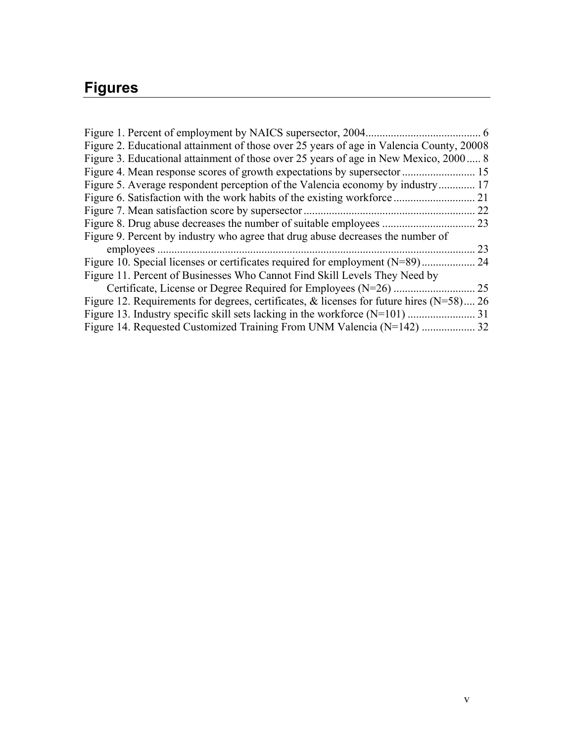# Figures

Figure 1. Percent of employment by NAICS supersector, 2004 ........................................ 6
Figure 2. Educational attainment of those over 25 years of age in Valencia County, 2000 8
Figure 3. Educational attainment of those over 25 years of age in New Mexico, 2000 ..... 8
Figure 4. Mean response scores of growth expectations by supersector .......................... 15
Figure 5. Average respondent perception of the Valencia economy by industry ............. 17
Figure 6. Satisfaction with the work habits of the existing workforce ............................ 21
Figure 7. Mean satisfaction score by supersector ............................................................ 22
Figure 8. Drug abuse decreases the number of suitable employees ................................ 23
Figure 9. Percent by industry who agree that drug abuse decreases the number of employees ................................................................................................................ 23
Figure 10. Special licenses or certificates required for employment (N=89) ................... 24
Figure 11. Percent of Businesses Who Cannot Find Skill Levels They Need by Certificate, License or Degree Required for Employees (N=26) ............................ 25
Figure 12. Requirements for degrees, certificates, & licenses for future hires (N=58) .... 26
Figure 13. Industry specific skill sets lacking in the workforce (N=101) ........................ 31
Figure 14. Requested Customized Training From UNM Valencia (N=142) ................... 32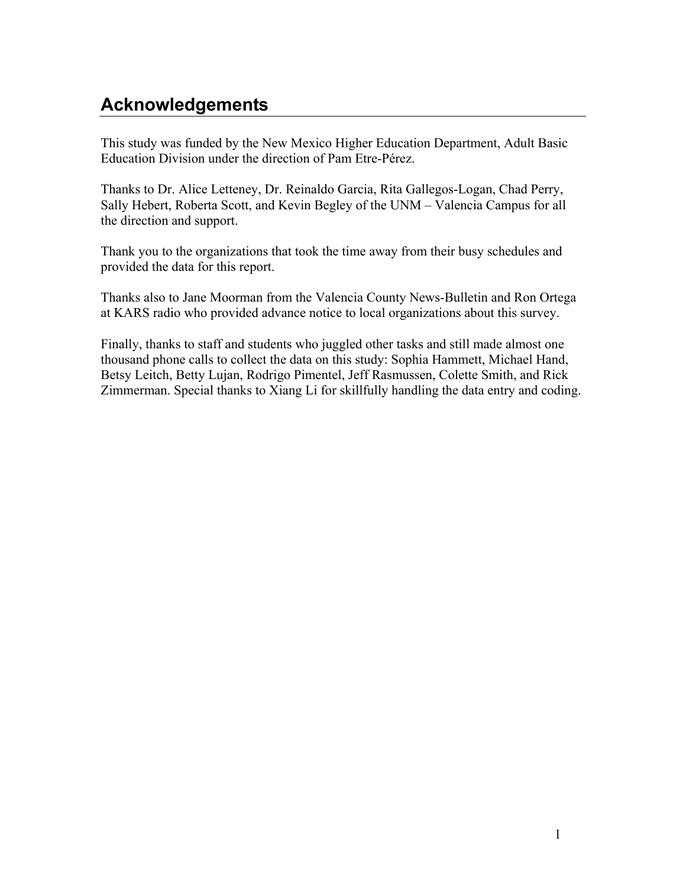## Acknowledgements

This study was funded by the New Mexico Higher Education Department, Adult Basic Education Division under the direction of Pam Etre-Pérez.

Thanks to Dr. Alice Letteney, Dr. Reinaldo Garcia, Rita Gallegos-Logan, Chad Perry, Sally Hebert, Roberta Scott, and Kevin Begley of the UNM – Valencia Campus for all the direction and support.

Thank you to the organizations that took the time away from their busy schedules and provided the data for this report.

Thanks also to Jane Moorman from the Valencia County News-Bulletin and Ron Ortega at KARS radio who provided advance notice to local organizations about this survey.

Finally, thanks to staff and students who juggled other tasks and still made almost one thousand phone calls to collect the data on this study: Sophia Hammett, Michael Hand, Betsy Leitch, Betty Lujan, Rodrigo Pimentel, Jeff Rasmussen, Colette Smith, and Rick Zimmerman. Special thanks to Xiang Li for skillfully handling the data entry and coding.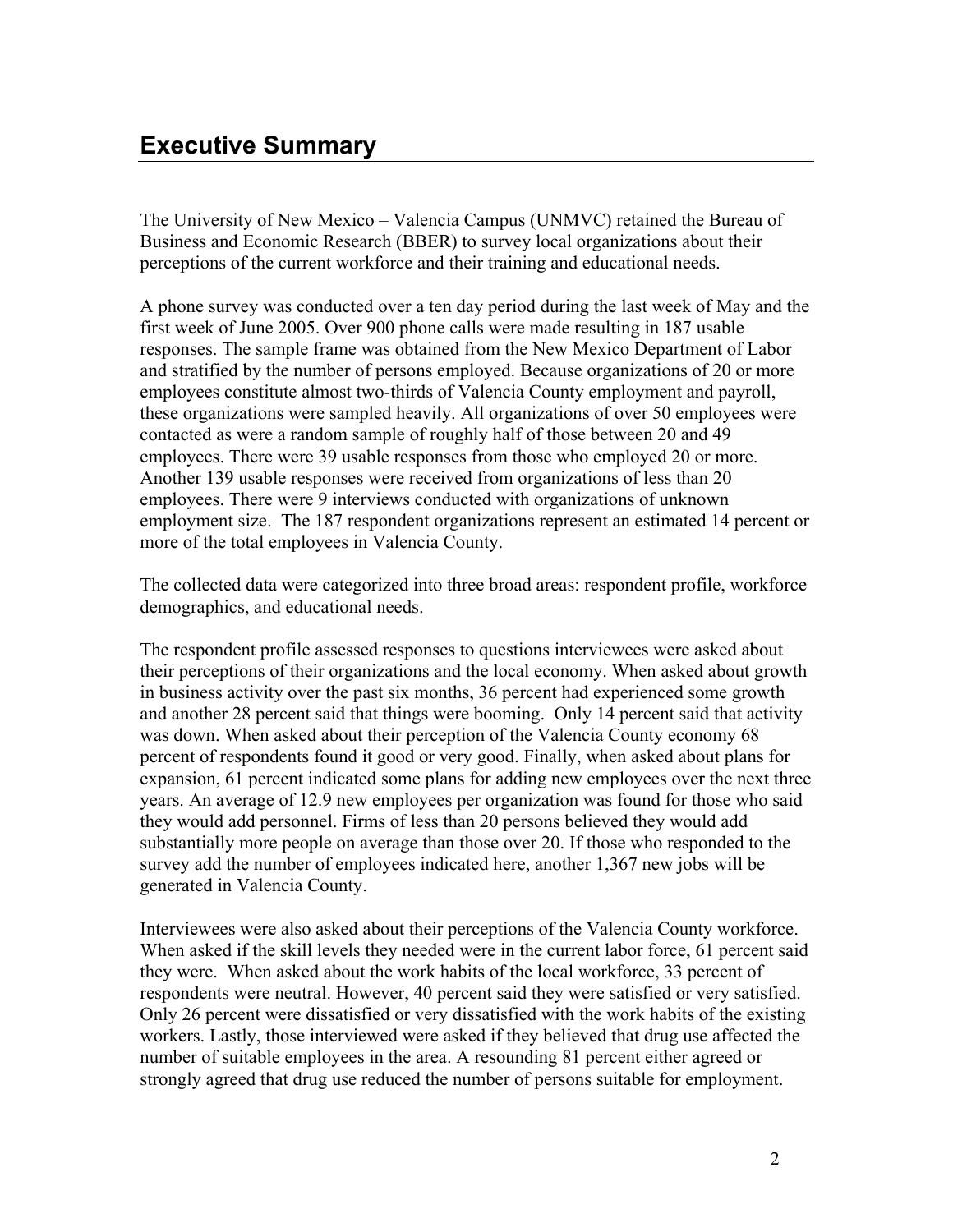# Executive Summary

The University of New Mexico – Valencia Campus (UNMVC) retained the Bureau of Business and Economic Research (BBER) to survey local organizations about their perceptions of the current workforce and their training and educational needs.

A phone survey was conducted over a ten day period during the last week of May and the first week of June 2005. Over 900 phone calls were made resulting in 187 usable responses. The sample frame was obtained from the New Mexico Department of Labor and stratified by the number of persons employed. Because organizations of 20 or more employees constitute almost two-thirds of Valencia County employment and payroll, these organizations were sampled heavily. All organizations of over 50 employees were contacted as were a random sample of roughly half of those between 20 and 49 employees. There were 39 usable responses from those who employed 20 or more. Another 139 usable responses were received from organizations of less than 20 employees. There were 9 interviews conducted with organizations of unknown employment size. The 187 respondent organizations represent an estimated 14 percent or more of the total employees in Valencia County.

The collected data were categorized into three broad areas: respondent profile, workforce demographics, and educational needs.

The respondent profile assessed responses to questions interviewees were asked about their perceptions of their organizations and the local economy. When asked about growth in business activity over the past six months, 36 percent had experienced some growth and another 28 percent said that things were booming. Only 14 percent said that activity was down. When asked about their perception of the Valencia County economy 68 percent of respondents found it good or very good. Finally, when asked about plans for expansion, 61 percent indicated some plans for adding new employees over the next three years. An average of 12.9 new employees per organization was found for those who said they would add personnel. Firms of less than 20 persons believed they would add substantially more people on average than those over 20. If those who responded to the survey add the number of employees indicated here, another 1,367 new jobs will be generated in Valencia County.

Interviewees were also asked about their perceptions of the Valencia County workforce. When asked if the skill levels they needed were in the current labor force, 61 percent said they were. When asked about the work habits of the local workforce, 33 percent of respondents were neutral. However, 40 percent said they were satisfied or very satisfied. Only 26 percent were dissatisfied or very dissatisfied with the work habits of the existing workers. Lastly, those interviewed were asked if they believed that drug use affected the number of suitable employees in the area. A resounding 81 percent either agreed or strongly agreed that drug use reduced the number of persons suitable for employment.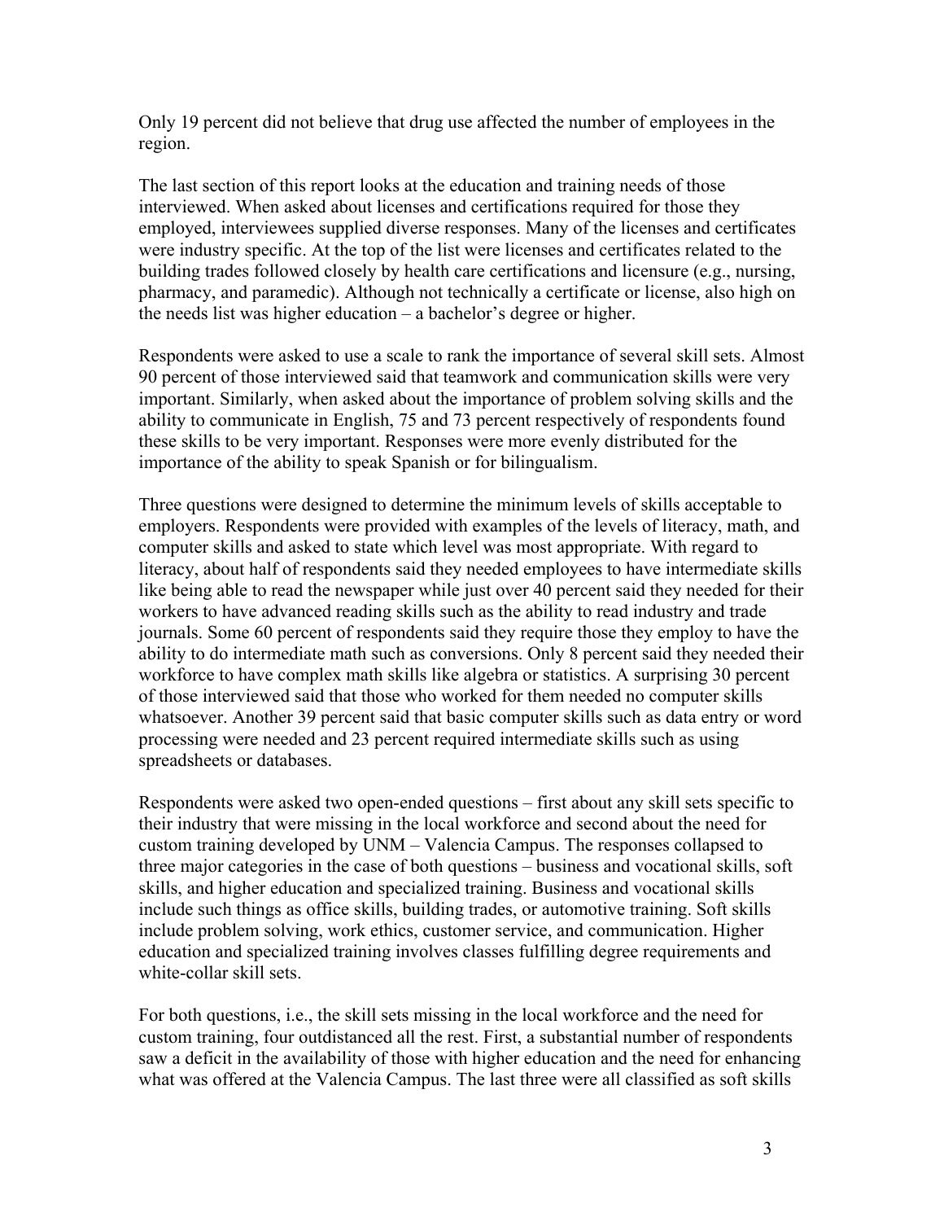Only 19 percent did not believe that drug use affected the number of employees in the region.

The last section of this report looks at the education and training needs of those interviewed. When asked about licenses and certifications required for those they employed, interviewees supplied diverse responses. Many of the licenses and certificates were industry specific. At the top of the list were licenses and certificates related to the building trades followed closely by health care certifications and licensure (e.g., nursing, pharmacy, and paramedic). Although not technically a certificate or license, also high on the needs list was higher education – a bachelor's degree or higher.

Respondents were asked to use a scale to rank the importance of several skill sets. Almost 90 percent of those interviewed said that teamwork and communication skills were very important. Similarly, when asked about the importance of problem solving skills and the ability to communicate in English, 75 and 73 percent respectively of respondents found these skills to be very important. Responses were more evenly distributed for the importance of the ability to speak Spanish or for bilingualism.

Three questions were designed to determine the minimum levels of skills acceptable to employers. Respondents were provided with examples of the levels of literacy, math, and computer skills and asked to state which level was most appropriate. With regard to literacy, about half of respondents said they needed employees to have intermediate skills like being able to read the newspaper while just over 40 percent said they needed for their workers to have advanced reading skills such as the ability to read industry and trade journals. Some 60 percent of respondents said they require those they employ to have the ability to do intermediate math such as conversions. Only 8 percent said they needed their workforce to have complex math skills like algebra or statistics. A surprising 30 percent of those interviewed said that those who worked for them needed no computer skills whatsoever. Another 39 percent said that basic computer skills such as data entry or word processing were needed and 23 percent required intermediate skills such as using spreadsheets or databases.

Respondents were asked two open-ended questions – first about any skill sets specific to their industry that were missing in the local workforce and second about the need for custom training developed by UNM – Valencia Campus. The responses collapsed to three major categories in the case of both questions – business and vocational skills, soft skills, and higher education and specialized training. Business and vocational skills include such things as office skills, building trades, or automotive training. Soft skills include problem solving, work ethics, customer service, and communication. Higher education and specialized training involves classes fulfilling degree requirements and white-collar skill sets.

For both questions, i.e., the skill sets missing in the local workforce and the need for custom training, four outdistanced all the rest. First, a substantial number of respondents saw a deficit in the availability of those with higher education and the need for enhancing what was offered at the Valencia Campus. The last three were all classified as soft skills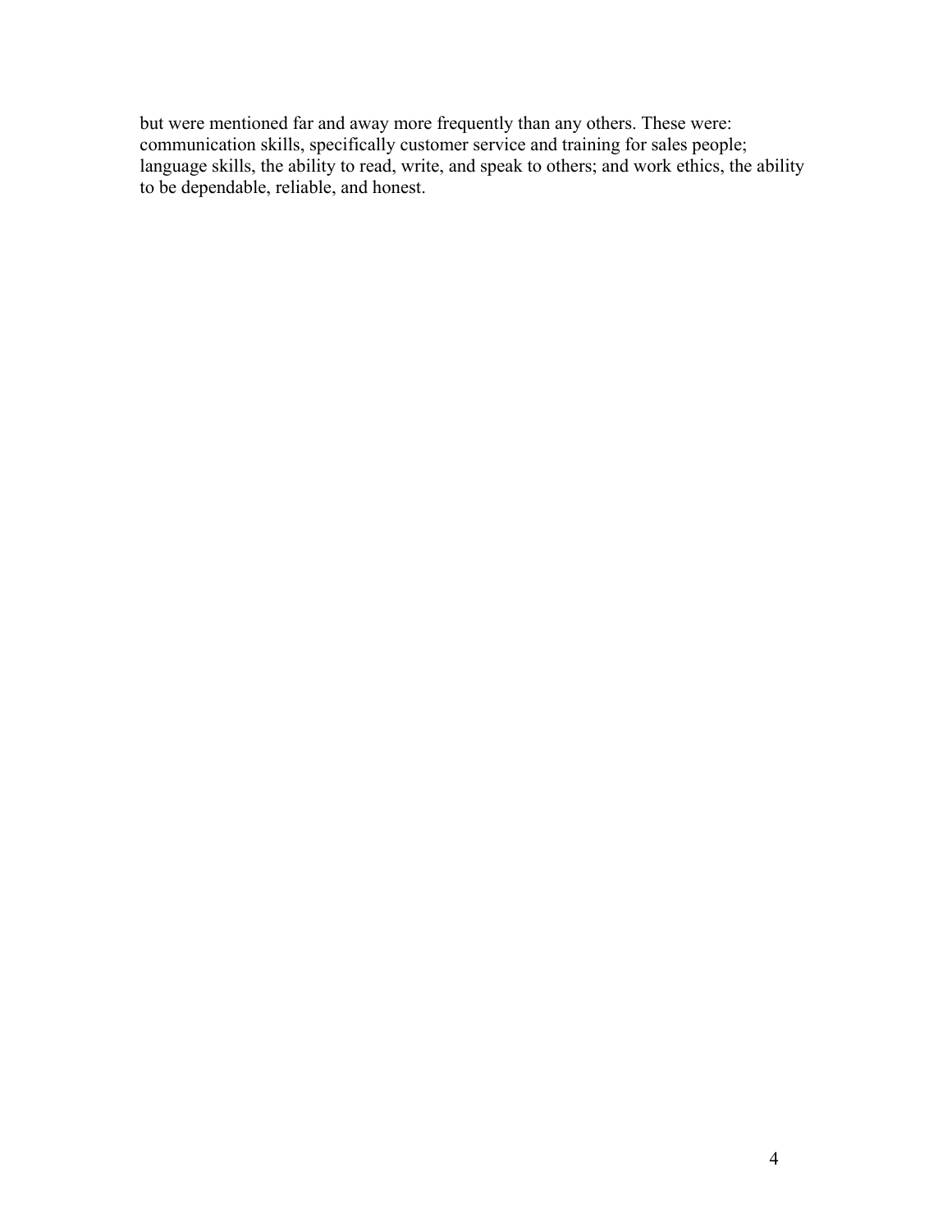but were mentioned far and away more frequently than any others. These were: communication skills, specifically customer service and training for sales people; language skills, the ability to read, write, and speak to others; and work ethics, the ability to be dependable, reliable, and honest.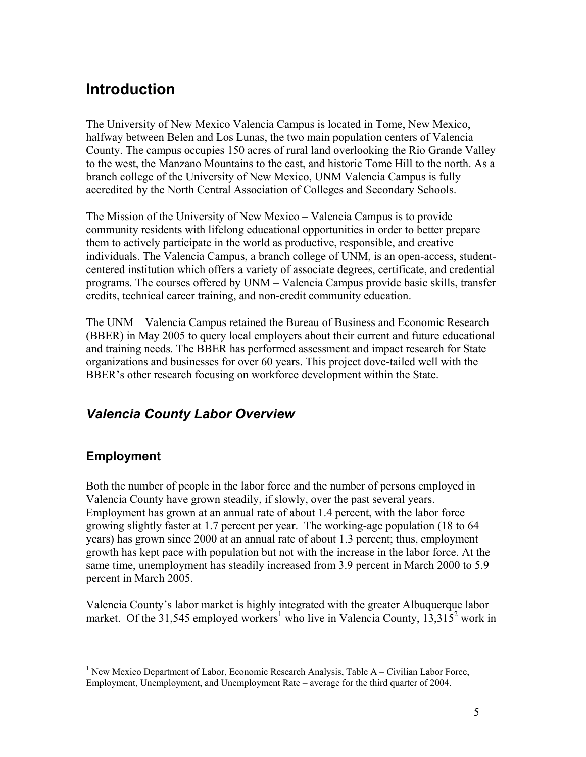# Introduction

The University of New Mexico Valencia Campus is located in Tome, New Mexico, halfway between Belen and Los Lunas, the two main population centers of Valencia County. The campus occupies 150 acres of rural land overlooking the Rio Grande Valley to the west, the Manzano Mountains to the east, and historic Tome Hill to the north. As a branch college of the University of New Mexico, UNM Valencia Campus is fully accredited by the North Central Association of Colleges and Secondary Schools.

The Mission of the University of New Mexico – Valencia Campus is to provide community residents with lifelong educational opportunities in order to better prepare them to actively participate in the world as productive, responsible, and creative individuals. The Valencia Campus, a branch college of UNM, is an open-access, student-centered institution which offers a variety of associate degrees, certificate, and credential programs. The courses offered by UNM – Valencia Campus provide basic skills, transfer credits, technical career training, and non-credit community education.

The UNM – Valencia Campus retained the Bureau of Business and Economic Research (BBER) in May 2005 to query local employers about their current and future educational and training needs. The BBER has performed assessment and impact research for State organizations and businesses for over 60 years. This project dove-tailed well with the BBER's other research focusing on workforce development within the State.

## *Valencia County Labor Overview*

### Employment

Both the number of people in the labor force and the number of persons employed in Valencia County have grown steadily, if slowly, over the past several years. Employment has grown at an annual rate of about 1.4 percent, with the labor force growing slightly faster at 1.7 percent per year. The working-age population (18 to 64 years) has grown since 2000 at an annual rate of about 1.3 percent; thus, employment growth has kept pace with population but not with the increase in the labor force. At the same time, unemployment has steadily increased from 3.9 percent in March 2000 to 5.9 percent in March 2005.

Valencia County's labor market is highly integrated with the greater Albuquerque labor market. Of the 31,545 employed workers[1] who live in Valencia County, 13,315[2] work in

[1] New Mexico Department of Labor, Economic Research Analysis, Table A – Civilian Labor Force, Employment, Unemployment, and Unemployment Rate – average for the third quarter of 2004.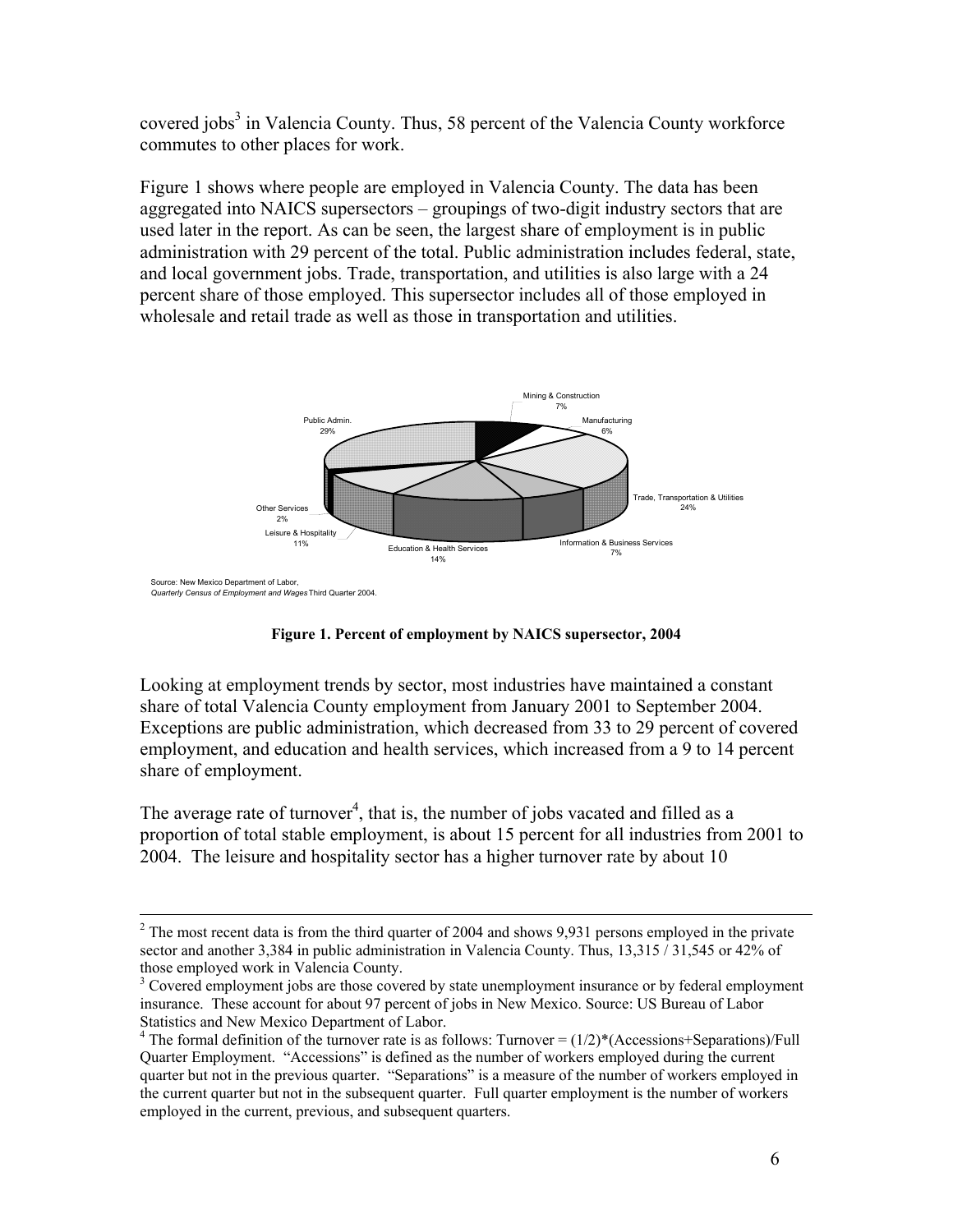covered jobs[3] in Valencia County. Thus, 58 percent of the Valencia County workforce commutes to other places for work.

Figure 1 shows where people are employed in Valencia County. The data has been aggregated into NAICS supersectors – groupings of two-digit industry sectors that are used later in the report. As can be seen, the largest share of employment is in public administration with 29 percent of the total. Public administration includes federal, state, and local government jobs. Trade, transportation, and utilities is also large with a 24 percent share of those employed. This supersector includes all of those employed in wholesale and retail trade as well as those in transportation and utilities.

Mining & Construction 7%
Manufacturing 6%
Trade, Transportation & Utilities 24%
Information & Business Services 7%
Education & Health Services 14%
Leisure & Hospitality 11%
Other Services 2%
Public Admin. 29%

Source: New Mexico Department of Labor, *Quarterly Census of Employment and Wages* Third Quarter 2004.

**Figure 1. Percent of employment by NAICS supersector, 2004**

Looking at employment trends by sector, most industries have maintained a constant share of total Valencia County employment from January 2001 to September 2004. Exceptions are public administration, which decreased from 33 to 29 percent of covered employment, and education and health services, which increased from a 9 to 14 percent share of employment.

The average rate of turnover[4], that is, the number of jobs vacated and filled as a proportion of total stable employment, is about 15 percent for all industries from 2001 to 2004. The leisure and hospitality sector has a higher turnover rate by about 10

---

[2] The most recent data is from the third quarter of 2004 and shows 9,931 persons employed in the private sector and another 3,384 in public administration in Valencia County. Thus, 13,315 / 31,545 or 42% of those employed work in Valencia County.

[3] Covered employment jobs are those covered by state unemployment insurance or by federal employment insurance. These account for about 97 percent of jobs in New Mexico. Source: US Bureau of Labor Statistics and New Mexico Department of Labor.

[4] The formal definition of the turnover rate is as follows: Turnover = (1/2)*(Accessions+Separations)/Full Quarter Employment. "Accessions" is defined as the number of workers employed during the current quarter but not in the previous quarter. "Separations" is a measure of the number of workers employed in the current quarter but not in the subsequent quarter. Full quarter employment is the number of workers employed in the current, previous, and subsequent quarters.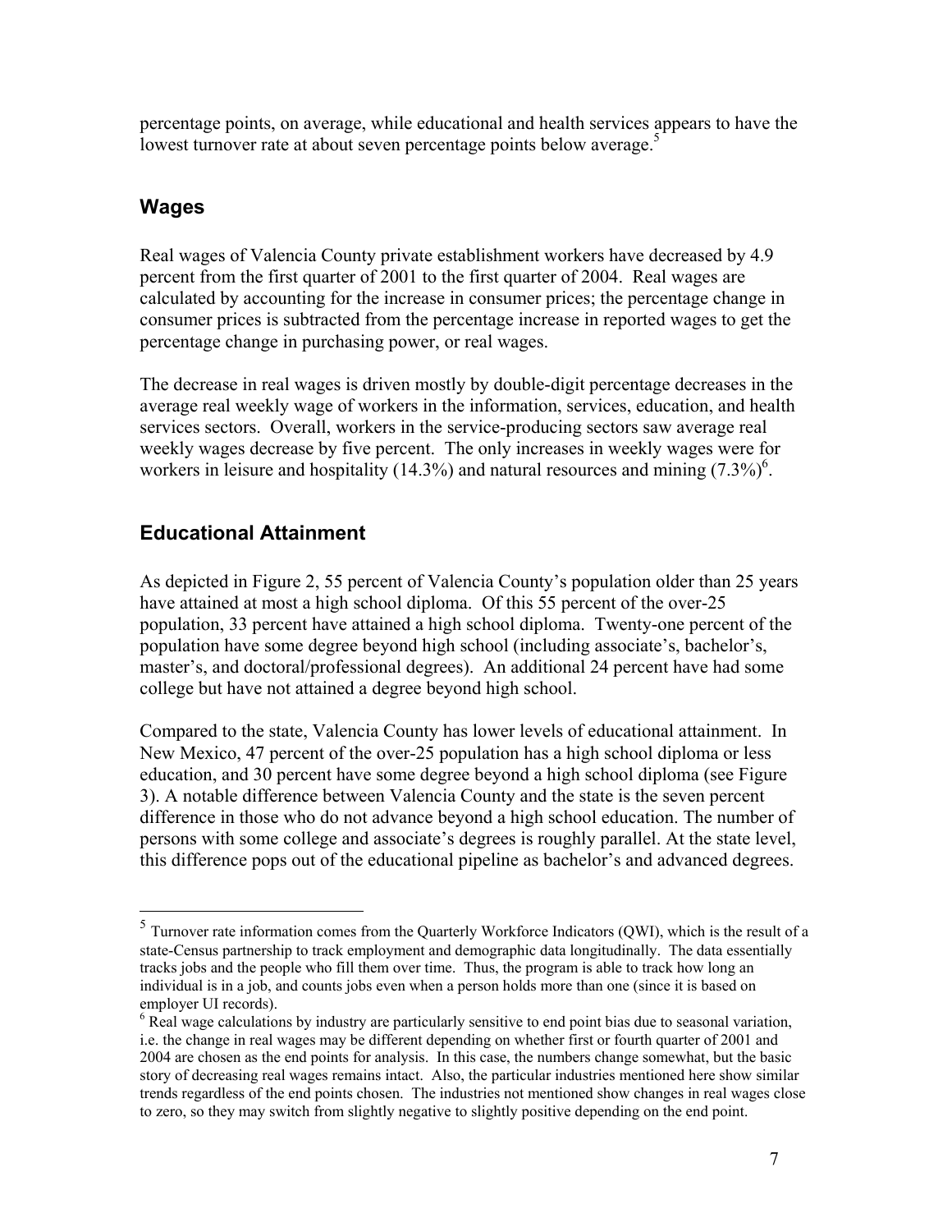percentage points, on average, while educational and health services appears to have the lowest turnover rate at about seven percentage points below average.[5]

## Wages

Real wages of Valencia County private establishment workers have decreased by 4.9 percent from the first quarter of 2001 to the first quarter of 2004. Real wages are calculated by accounting for the increase in consumer prices; the percentage change in consumer prices is subtracted from the percentage increase in reported wages to get the percentage change in purchasing power, or real wages.

The decrease in real wages is driven mostly by double-digit percentage decreases in the average real weekly wage of workers in the information, services, education, and health services sectors. Overall, workers in the service-producing sectors saw average real weekly wages decrease by five percent. The only increases in weekly wages were for workers in leisure and hospitality (14.3%) and natural resources and mining (7.3%)[6].

## Educational Attainment

As depicted in Figure 2, 55 percent of Valencia County's population older than 25 years have attained at most a high school diploma. Of this 55 percent of the over-25 population, 33 percent have attained a high school diploma. Twenty-one percent of the population have some degree beyond high school (including associate's, bachelor's, master's, and doctoral/professional degrees). An additional 24 percent have had some college but have not attained a degree beyond high school.

Compared to the state, Valencia County has lower levels of educational attainment. In New Mexico, 47 percent of the over-25 population has a high school diploma or less education, and 30 percent have some degree beyond a high school diploma (see Figure 3). A notable difference between Valencia County and the state is the seven percent difference in those who do not advance beyond a high school education. The number of persons with some college and associate's degrees is roughly parallel. At the state level, this difference pops out of the educational pipeline as bachelor's and advanced degrees.

---

[5] Turnover rate information comes from the Quarterly Workforce Indicators (QWI), which is the result of a state-Census partnership to track employment and demographic data longitudinally. The data essentially tracks jobs and the people who fill them over time. Thus, the program is able to track how long an individual is in a job, and counts jobs even when a person holds more than one (since it is based on employer UI records).

[6] Real wage calculations by industry are particularly sensitive to end point bias due to seasonal variation, i.e. the change in real wages may be different depending on whether first or fourth quarter of 2001 and 2004 are chosen as the end points for analysis. In this case, the numbers change somewhat, but the basic story of decreasing real wages remains intact. Also, the particular industries mentioned here show similar trends regardless of the end points chosen. The industries not mentioned show changes in real wages close to zero, so they may switch from slightly negative to slightly positive depending on the end point.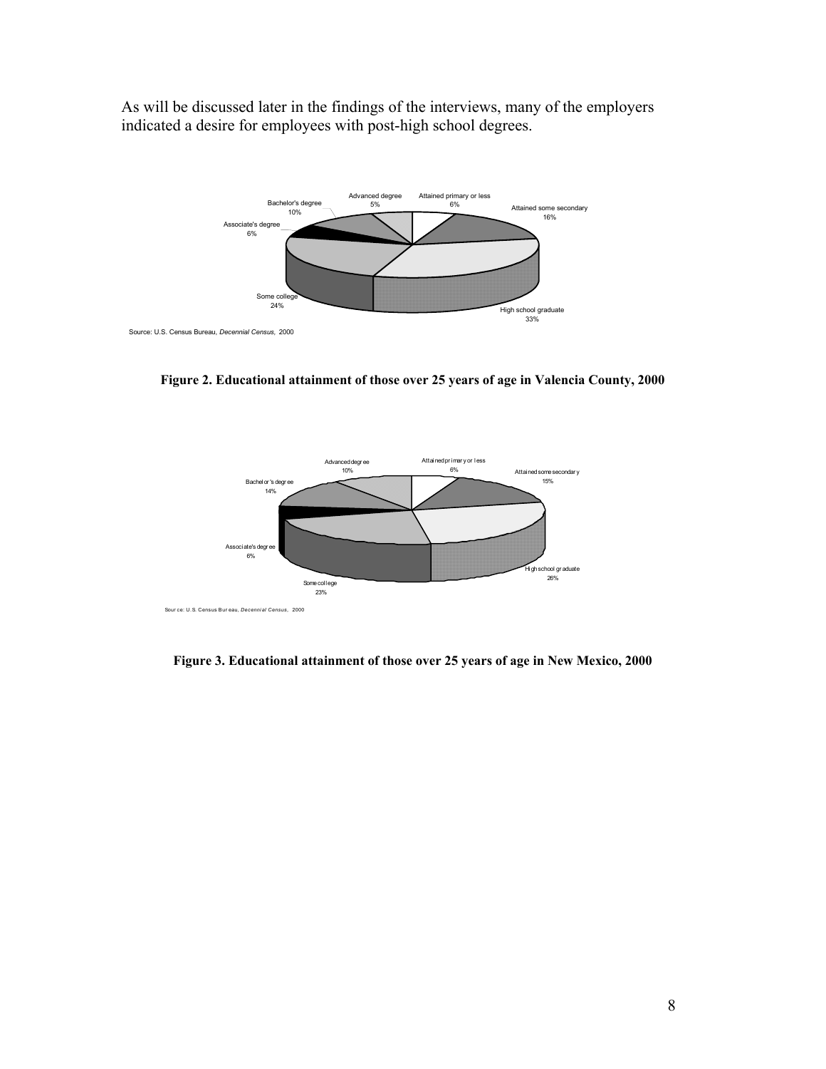As will be discussed later in the findings of the interviews, many of the employers indicated a desire for employees with post-high school degrees.

Advanced degree 5%
Attained primary or less 6%
Attained some secondary 16%
High school graduate 33%
Some college 24%
Associate's degree 6%
Bachelor's degree 10%

Source: U.S. Census Bureau, *Decennial Census,* 2000

**Figure 2. Educational attainment of those over 25 years of age in Valencia County, 2000**

Advanced degree 10%
Attained primary or less 6%
Attained some secondary 15%
High school graduate 26%
Some college 23%
Associate's degree 6%
Bachelor's degree 14%

Source: U.S. Census Bureau, *Decennial Census,* 2000

**Figure 3. Educational attainment of those over 25 years of age in New Mexico, 2000**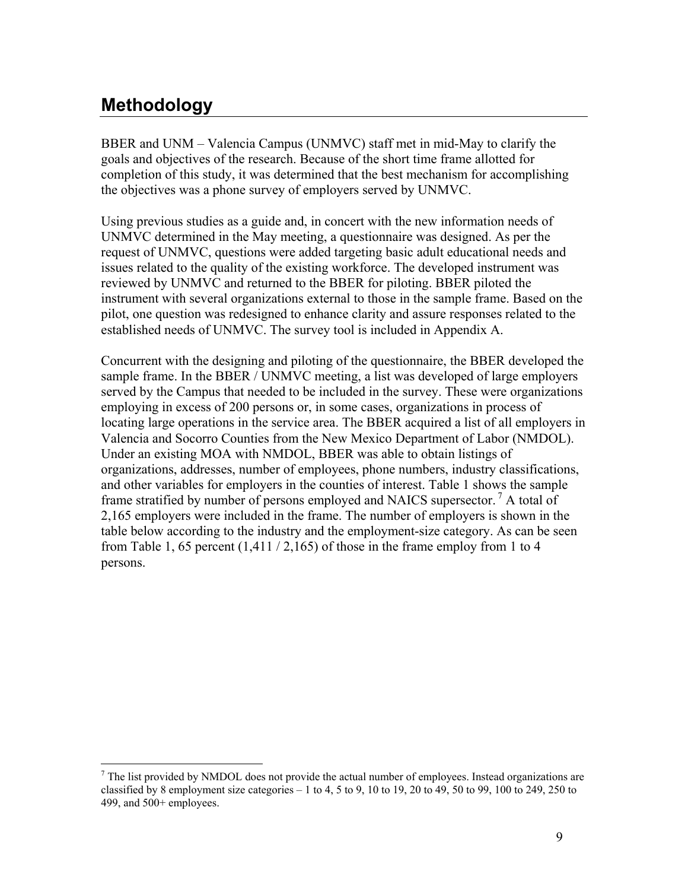## Methodology

BBER and UNM – Valencia Campus (UNMVC) staff met in mid-May to clarify the goals and objectives of the research. Because of the short time frame allotted for completion of this study, it was determined that the best mechanism for accomplishing the objectives was a phone survey of employers served by UNMVC.

Using previous studies as a guide and, in concert with the new information needs of UNMVC determined in the May meeting, a questionnaire was designed. As per the request of UNMVC, questions were added targeting basic adult educational needs and issues related to the quality of the existing workforce. The developed instrument was reviewed by UNMVC and returned to the BBER for piloting. BBER piloted the instrument with several organizations external to those in the sample frame. Based on the pilot, one question was redesigned to enhance clarity and assure responses related to the established needs of UNMVC. The survey tool is included in Appendix A.

Concurrent with the designing and piloting of the questionnaire, the BBER developed the sample frame. In the BBER / UNMVC meeting, a list was developed of large employers served by the Campus that needed to be included in the survey. These were organizations employing in excess of 200 persons or, in some cases, organizations in process of locating large operations in the service area. The BBER acquired a list of all employers in Valencia and Socorro Counties from the New Mexico Department of Labor (NMDOL). Under an existing MOA with NMDOL, BBER was able to obtain listings of organizations, addresses, number of employees, phone numbers, industry classifications, and other variables for employers in the counties of interest. Table 1 shows the sample frame stratified by number of persons employed and NAICS supersector.[7] A total of 2,165 employers were included in the frame. The number of employers is shown in the table below according to the industry and the employment-size category. As can be seen from Table 1, 65 percent (1,411 / 2,165) of those in the frame employ from 1 to 4 persons.

[7] The list provided by NMDOL does not provide the actual number of employees. Instead organizations are classified by 8 employment size categories – 1 to 4, 5 to 9, 10 to 19, 20 to 49, 50 to 99, 100 to 249, 250 to 499, and 500+ employees.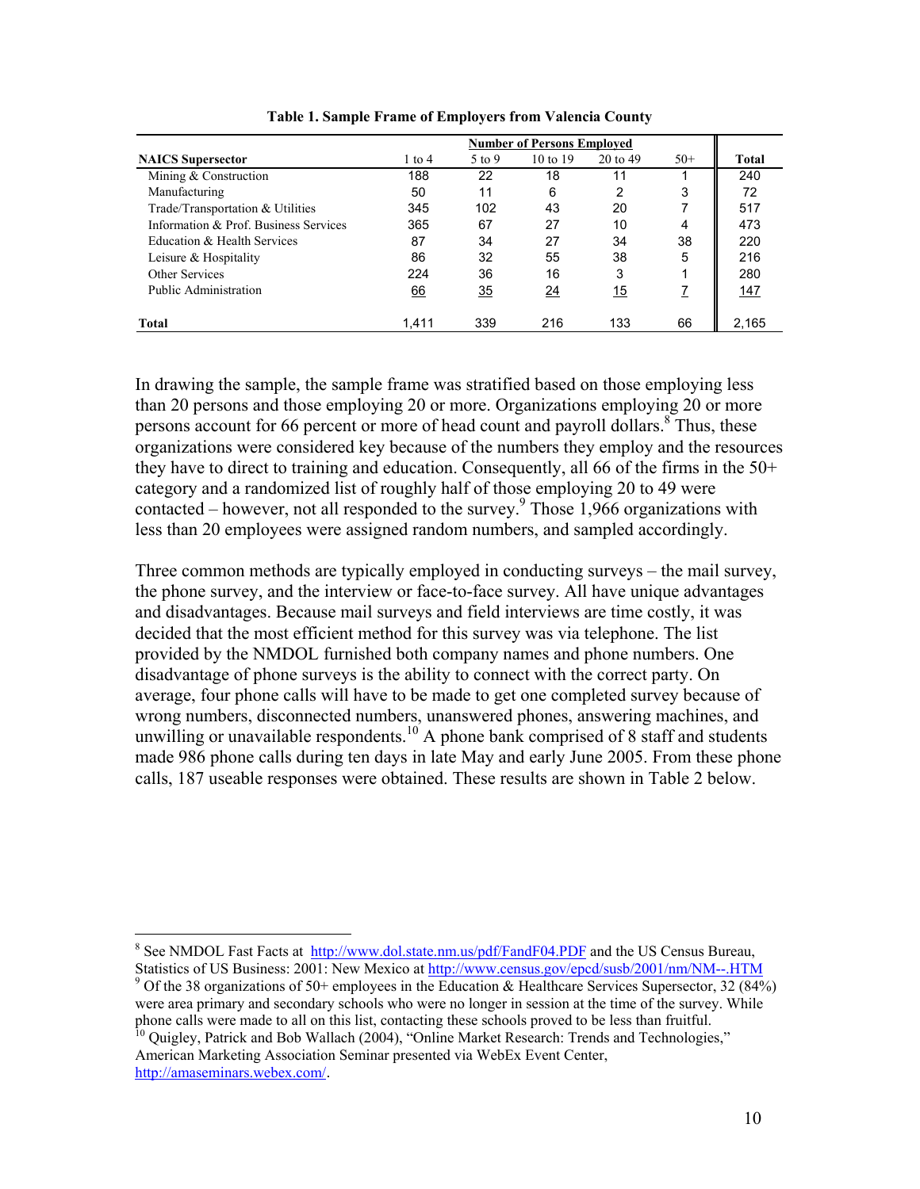**Table 1. Sample Frame of Employers from Valencia County**

| NAICS Supersector | Number of Persons Employed | | | | | Total |
|---|---|---|---|---|---|---|
| | 1 to 4 | 5 to 9 | 10 to 19 | 20 to 49 | 50+ | |
| Mining & Construction | 188 | 22 | 18 | 11 | 1 | 240 |
| Manufacturing | 50 | 11 | 6 | 2 | 3 | 72 |
| Trade/Transportation & Utilities | 345 | 102 | 43 | 20 | 7 | 517 |
| Information & Prof. Business Services | 365 | 67 | 27 | 10 | 4 | 473 |
| Education & Health Services | 87 | 34 | 27 | 34 | 38 | 220 |
| Leisure & Hospitality | 86 | 32 | 55 | 38 | 5 | 216 |
| Other Services | 224 | 36 | 16 | 3 | 1 | 280 |
| Public Administration | 66 | 35 | 24 | 15 | 7 | 147 |
| **Total** | 1,411 | 339 | 216 | 133 | 66 | 2,165 |

In drawing the sample, the sample frame was stratified based on those employing less than 20 persons and those employing 20 or more. Organizations employing 20 or more persons account for 66 percent or more of head count and payroll dollars.[8] Thus, these organizations were considered key because of the numbers they employ and the resources they have to direct to training and education. Consequently, all 66 of the firms in the 50+ category and a randomized list of roughly half of those employing 20 to 49 were contacted – however, not all responded to the survey.[9] Those 1,966 organizations with less than 20 employees were assigned random numbers, and sampled accordingly.

Three common methods are typically employed in conducting surveys – the mail survey, the phone survey, and the interview or face-to-face survey. All have unique advantages and disadvantages. Because mail surveys and field interviews are time costly, it was decided that the most efficient method for this survey was via telephone. The list provided by the NMDOL furnished both company names and phone numbers. One disadvantage of phone surveys is the ability to connect with the correct party. On average, four phone calls will have to be made to get one completed survey because of wrong numbers, disconnected numbers, unanswered phones, answering machines, and unwilling or unavailable respondents.[10] A phone bank comprised of 8 staff and students made 986 phone calls during ten days in late May and early June 2005. From these phone calls, 187 useable responses were obtained. These results are shown in Table 2 below.

---

[8] See NMDOL Fast Facts at http://www.dol.state.nm.us/pdf/FandF04.PDF and the US Census Bureau, Statistics of US Business: 2001: New Mexico at http://www.census.gov/epcd/susb/2001/nm/NM--.HTM

[9] Of the 38 organizations of 50+ employees in the Education & Healthcare Services Supersector, 32 (84%) were area primary and secondary schools who were no longer in session at the time of the survey. While phone calls were made to all on this list, contacting these schools proved to be less than fruitful.

[10] Quigley, Patrick and Bob Wallach (2004), "Online Market Research: Trends and Technologies," American Marketing Association Seminar presented via WebEx Event Center, http://amaseminars.webex.com/.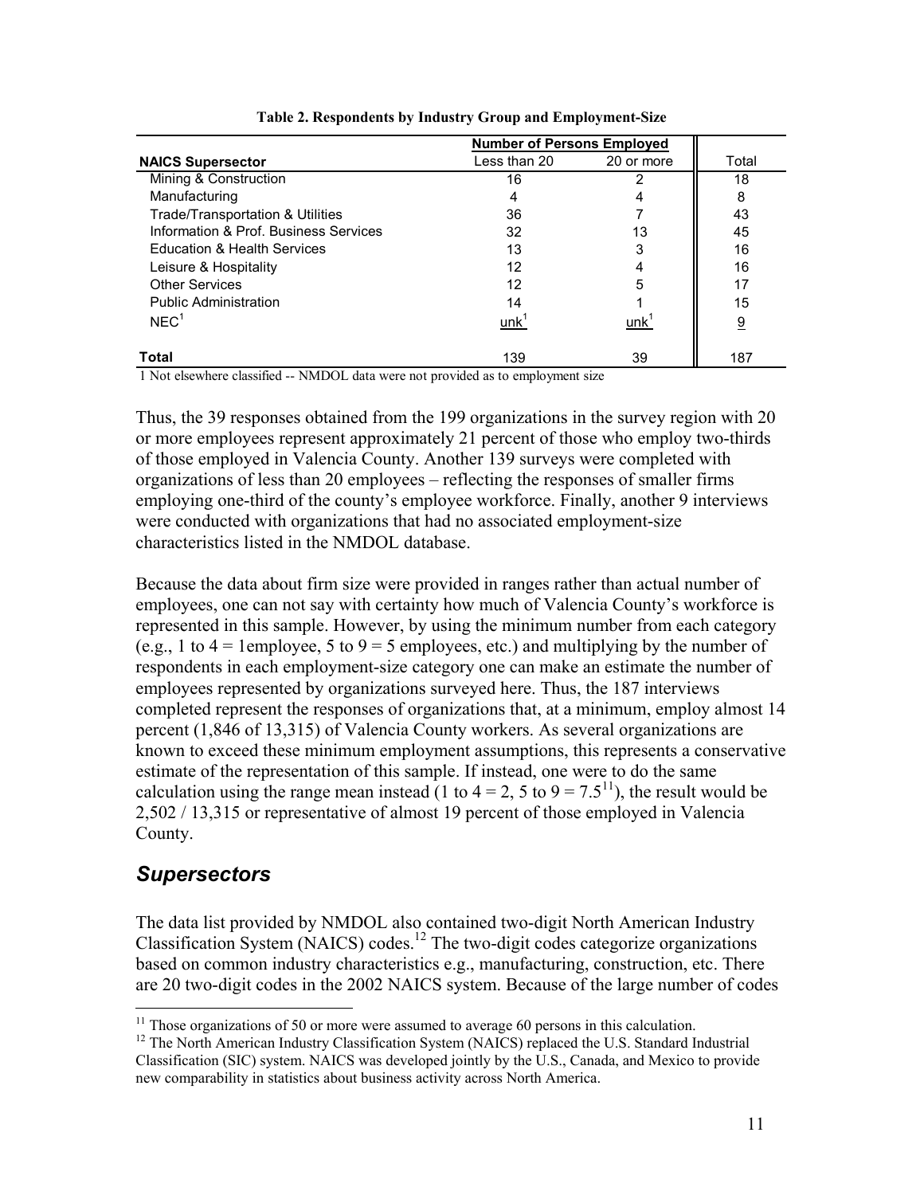**Table 2. Respondents by Industry Group and Employment-Size**

| | Number of Persons Employed | | |
|---|---|---|---|
| NAICS Supersector | Less than 20 | 20 or more | Total |
| Mining & Construction | 16 | 2 | 18 |
| Manufacturing | 4 | 4 | 8 |
| Trade/Transportation & Utilities | 36 | 7 | 43 |
| Information & Prof. Business Services | 32 | 13 | 45 |
| Education & Health Services | 13 | 3 | 16 |
| Leisure & Hospitality | 12 | 4 | 16 |
| Other Services | 12 | 5 | 17 |
| Public Administration | 14 | 1 | 15 |
| NEC[1] | unk[1] | unk[1] | 9 |
| **Total** | 139 | 39 | 187 |

1 Not elsewhere classified -- NMDOL data were not provided as to employment size

Thus, the 39 responses obtained from the 199 organizations in the survey region with 20 or more employees represent approximately 21 percent of those who employ two-thirds of those employed in Valencia County. Another 139 surveys were completed with organizations of less than 20 employees – reflecting the responses of smaller firms employing one-third of the county's employee workforce. Finally, another 9 interviews were conducted with organizations that had no associated employment-size characteristics listed in the NMDOL database.

Because the data about firm size were provided in ranges rather than actual number of employees, one can not say with certainty how much of Valencia County's workforce is represented in this sample. However, by using the minimum number from each category (e.g., 1 to 4 = 1employee, 5 to 9 = 5 employees, etc.) and multiplying by the number of respondents in each employment-size category one can make an estimate the number of employees represented by organizations surveyed here. Thus, the 187 interviews completed represent the responses of organizations that, at a minimum, employ almost 14 percent (1,846 of 13,315) of Valencia County workers. As several organizations are known to exceed these minimum employment assumptions, this represents a conservative estimate of the representation of this sample. If instead, one were to do the same calculation using the range mean instead (1 to 4 = 2, 5 to 9 = 7.5[11]), the result would be 2,502 / 13,315 or representative of almost 19 percent of those employed in Valencia County.

## *Supersectors*

The data list provided by NMDOL also contained two-digit North American Industry Classification System (NAICS) codes.[12] The two-digit codes categorize organizations based on common industry characteristics e.g., manufacturing, construction, etc. There are 20 two-digit codes in the 2002 NAICS system. Because of the large number of codes

[11] Those organizations of 50 or more were assumed to average 60 persons in this calculation.

[12] The North American Industry Classification System (NAICS) replaced the U.S. Standard Industrial Classification (SIC) system. NAICS was developed jointly by the U.S., Canada, and Mexico to provide new comparability in statistics about business activity across North America.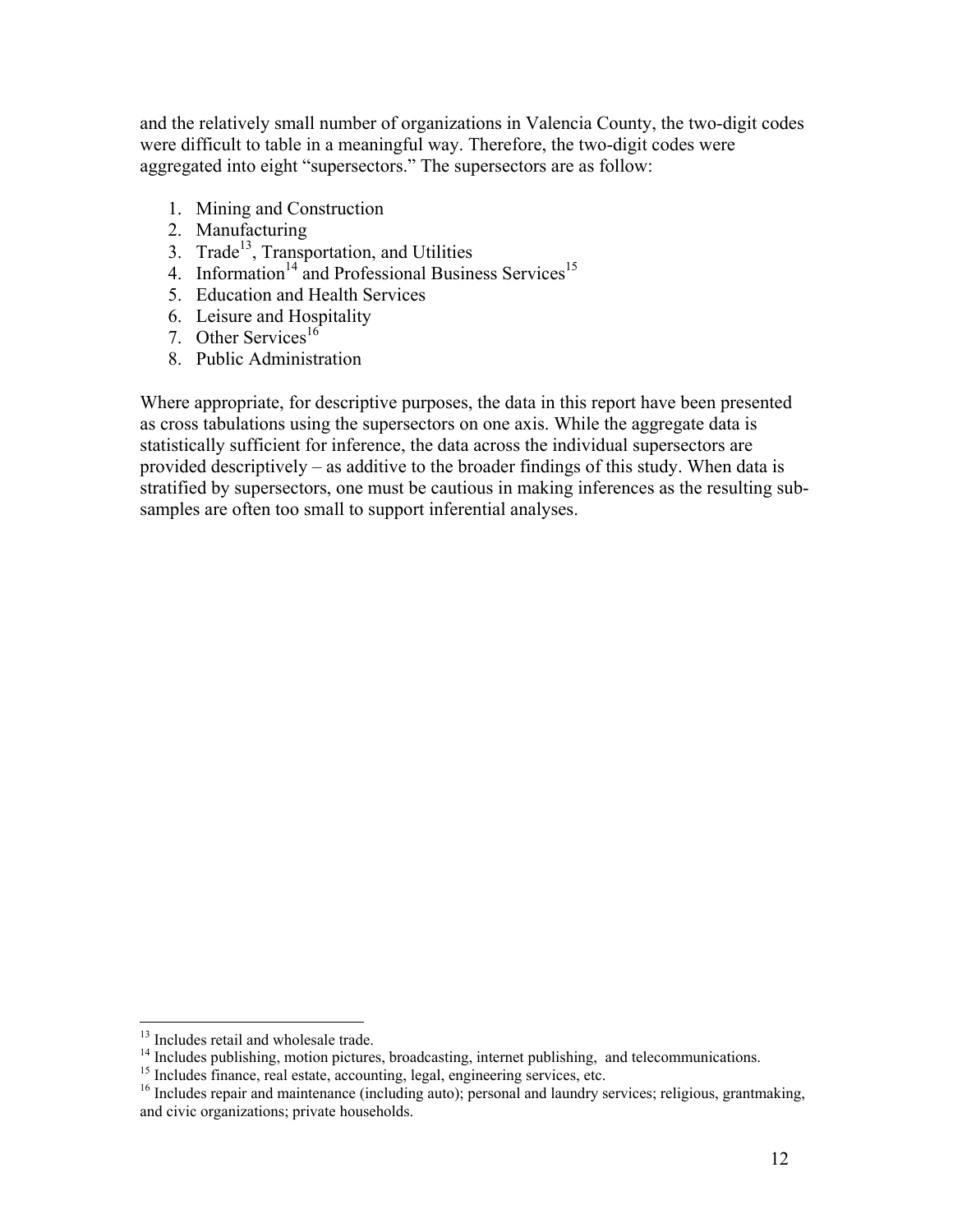and the relatively small number of organizations in Valencia County, the two-digit codes were difficult to table in a meaningful way. Therefore, the two-digit codes were aggregated into eight "supersectors." The supersectors are as follow:

1. Mining and Construction
2. Manufacturing
3. Trade[13], Transportation, and Utilities
4. Information[14] and Professional Business Services[15]
5. Education and Health Services
6. Leisure and Hospitality
7. Other Services[16]
8. Public Administration

Where appropriate, for descriptive purposes, the data in this report have been presented as cross tabulations using the supersectors on one axis. While the aggregate data is statistically sufficient for inference, the data across the individual supersectors are provided descriptively – as additive to the broader findings of this study. When data is stratified by supersectors, one must be cautious in making inferences as the resulting sub-samples are often too small to support inferential analyses.

---

[13] Includes retail and wholesale trade.

[14] Includes publishing, motion pictures, broadcasting, internet publishing, and telecommunications.

[15] Includes finance, real estate, accounting, legal, engineering services, etc.

[16] Includes repair and maintenance (including auto); personal and laundry services; religious, grantmaking, and civic organizations; private households.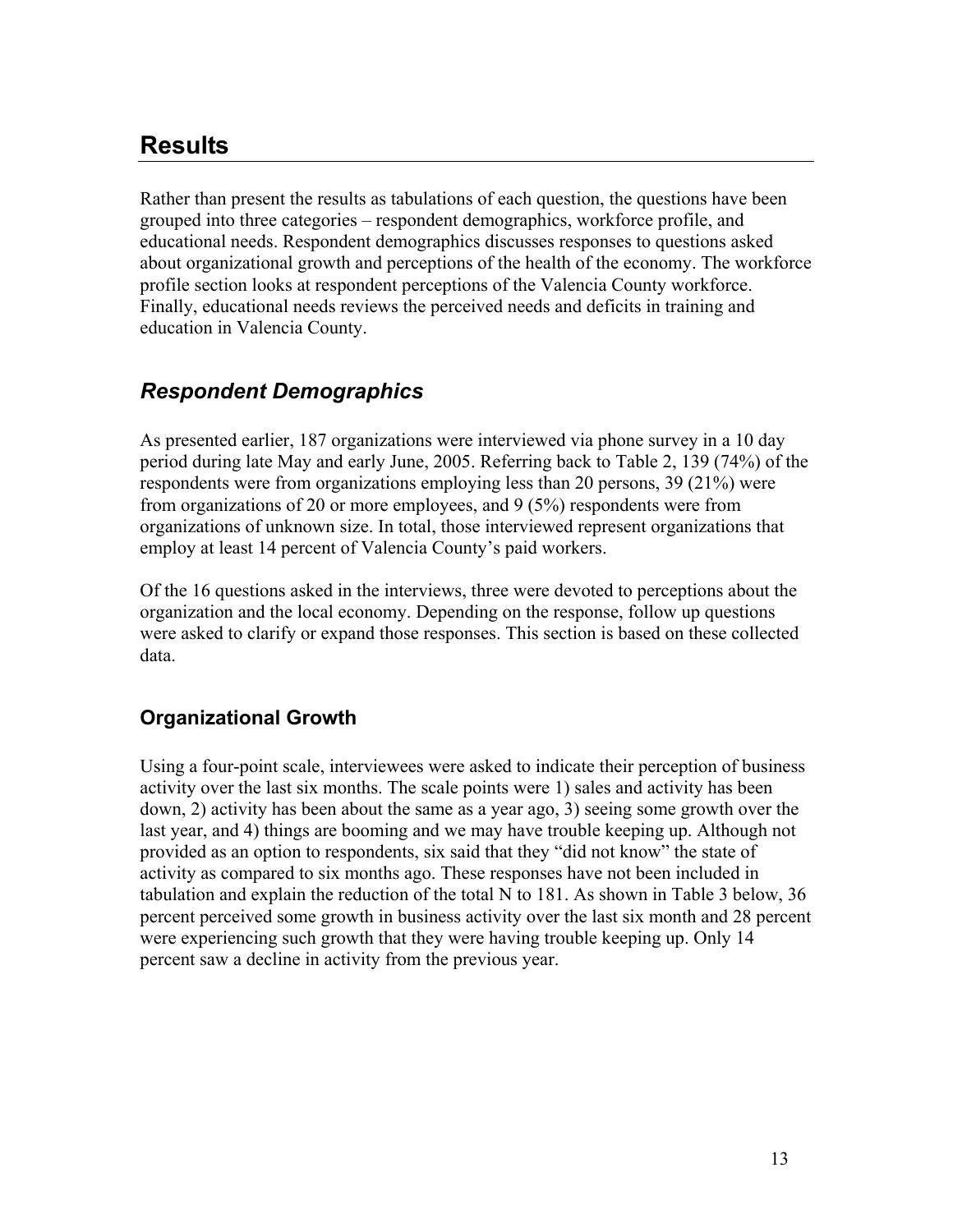# Results

Rather than present the results as tabulations of each question, the questions have been grouped into three categories – respondent demographics, workforce profile, and educational needs. Respondent demographics discusses responses to questions asked about organizational growth and perceptions of the health of the economy. The workforce profile section looks at respondent perceptions of the Valencia County workforce. Finally, educational needs reviews the perceived needs and deficits in training and education in Valencia County.

## *Respondent Demographics*

As presented earlier, 187 organizations were interviewed via phone survey in a 10 day period during late May and early June, 2005. Referring back to Table 2, 139 (74%) of the respondents were from organizations employing less than 20 persons, 39 (21%) were from organizations of 20 or more employees, and 9 (5%) respondents were from organizations of unknown size. In total, those interviewed represent organizations that employ at least 14 percent of Valencia County's paid workers.

Of the 16 questions asked in the interviews, three were devoted to perceptions about the organization and the local economy. Depending on the response, follow up questions were asked to clarify or expand those responses. This section is based on these collected data.

### Organizational Growth

Using a four-point scale, interviewees were asked to indicate their perception of business activity over the last six months. The scale points were 1) sales and activity has been down, 2) activity has been about the same as a year ago, 3) seeing some growth over the last year, and 4) things are booming and we may have trouble keeping up. Although not provided as an option to respondents, six said that they "did not know" the state of activity as compared to six months ago. These responses have not been included in tabulation and explain the reduction of the total N to 181. As shown in Table 3 below, 36 percent perceived some growth in business activity over the last six month and 28 percent were experiencing such growth that they were having trouble keeping up. Only 14 percent saw a decline in activity from the previous year.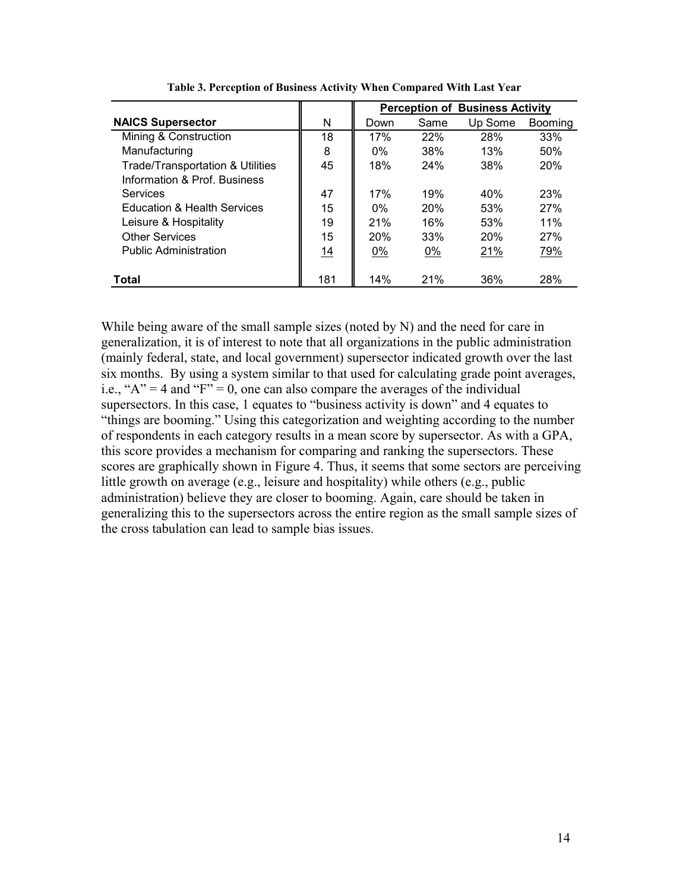**Table 3. Perception of Business Activity When Compared With Last Year**

| | | Perception of Business Activity | | | |
|---|---|---|---|---|---|
| **NAICS Supersector** | N | Down | Same | Up Some | Booming |
| Mining & Construction | 18 | 17% | 22% | 28% | 33% |
| Manufacturing | 8 | 0% | 38% | 13% | 50% |
| Trade/Transportation & Utilities | 45 | 18% | 24% | 38% | 20% |
| Information & Prof. Business Services | 47 | 17% | 19% | 40% | 23% |
| Education & Health Services | 15 | 0% | 20% | 53% | 27% |
| Leisure & Hospitality | 19 | 21% | 16% | 53% | 11% |
| Other Services | 15 | 20% | 33% | 20% | 27% |
| Public Administration | 14 | 0% | 0% | 21% | 79% |
| **Total** | 181 | 14% | 21% | 36% | 28% |

While being aware of the small sample sizes (noted by N) and the need for care in generalization, it is of interest to note that all organizations in the public administration (mainly federal, state, and local government) supersector indicated growth over the last six months. By using a system similar to that used for calculating grade point averages, i.e., "A" = 4 and "F" = 0, one can also compare the averages of the individual supersectors. In this case, 1 equates to "business activity is down" and 4 equates to "things are booming." Using this categorization and weighting according to the number of respondents in each category results in a mean score by supersector. As with a GPA, this score provides a mechanism for comparing and ranking the supersectors. These scores are graphically shown in Figure 4. Thus, it seems that some sectors are perceiving little growth on average (e.g., leisure and hospitality) while others (e.g., public administration) believe they are closer to booming. Again, care should be taken in generalizing this to the supersectors across the entire region as the small sample sizes of the cross tabulation can lead to sample bias issues.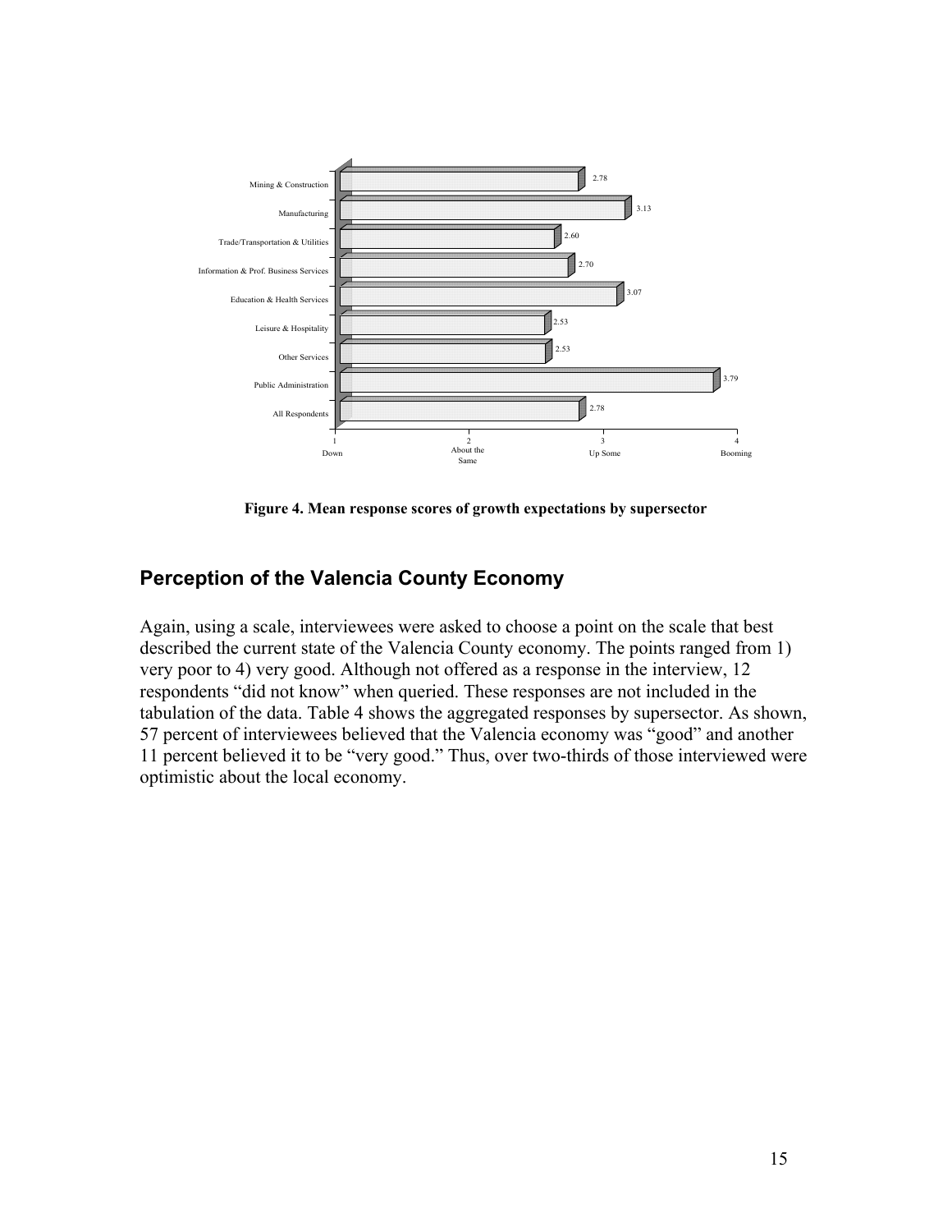| Supersector | Mean Score |
|---|---|
| Mining & Construction | 2.78 |
| Manufacturing | 3.13 |
| Trade/Transportation & Utilities | 2.60 |
| Information & Prof. Business Services | 2.70 |
| Education & Health Services | 3.07 |
| Leisure & Hospitality | 2.53 |
| Other Services | 2.53 |
| Public Administration | 3.79 |
| All Respondents | 2.78 |

Scale: 1 Down; 2 About the Same; 3 Up Some; 4 Booming

**Figure 4. Mean response scores of growth expectations by supersector**

## Perception of the Valencia County Economy

Again, using a scale, interviewees were asked to choose a point on the scale that best described the current state of the Valencia County economy. The points ranged from 1) very poor to 4) very good. Although not offered as a response in the interview, 12 respondents "did not know" when queried. These responses are not included in the tabulation of the data. Table 4 shows the aggregated responses by supersector. As shown, 57 percent of interviewees believed that the Valencia economy was "good" and another 11 percent believed it to be "very good." Thus, over two-thirds of those interviewed were optimistic about the local economy.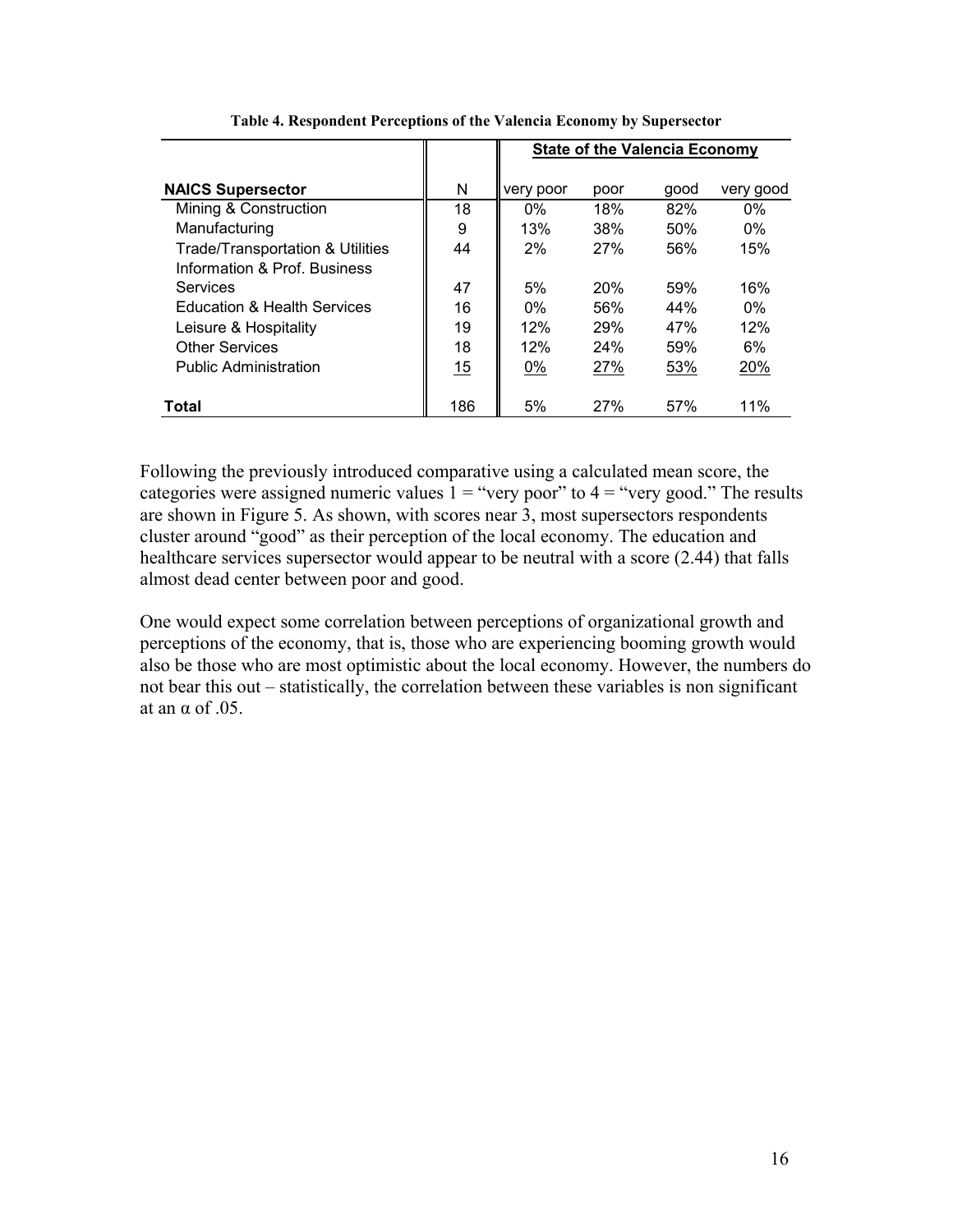**Table 4. Respondent Perceptions of the Valencia Economy by Supersector**

| | | State of the Valencia Economy | | | |
|---|---|---|---|---|---|
| **NAICS Supersector** | N | very poor | poor | good | very good |
| Mining & Construction | 18 | 0% | 18% | 82% | 0% |
| Manufacturing | 9 | 13% | 38% | 50% | 0% |
| Trade/Transportation & Utilities | 44 | 2% | 27% | 56% | 15% |
| Information & Prof. Business Services | 47 | 5% | 20% | 59% | 16% |
| Education & Health Services | 16 | 0% | 56% | 44% | 0% |
| Leisure & Hospitality | 19 | 12% | 29% | 47% | 12% |
| Other Services | 18 | 12% | 24% | 59% | 6% |
| Public Administration | 15 | 0% | 27% | 53% | 20% |
| **Total** | 186 | 5% | 27% | 57% | 11% |

Following the previously introduced comparative using a calculated mean score, the categories were assigned numeric values 1 = "very poor" to 4 = "very good." The results are shown in Figure 5. As shown, with scores near 3, most supersectors respondents cluster around "good" as their perception of the local economy. The education and healthcare services supersector would appear to be neutral with a score (2.44) that falls almost dead center between poor and good.

One would expect some correlation between perceptions of organizational growth and perceptions of the economy, that is, those who are experiencing booming growth would also be those who are most optimistic about the local economy. However, the numbers do not bear this out – statistically, the correlation between these variables is non significant at an $\alpha$ of .05.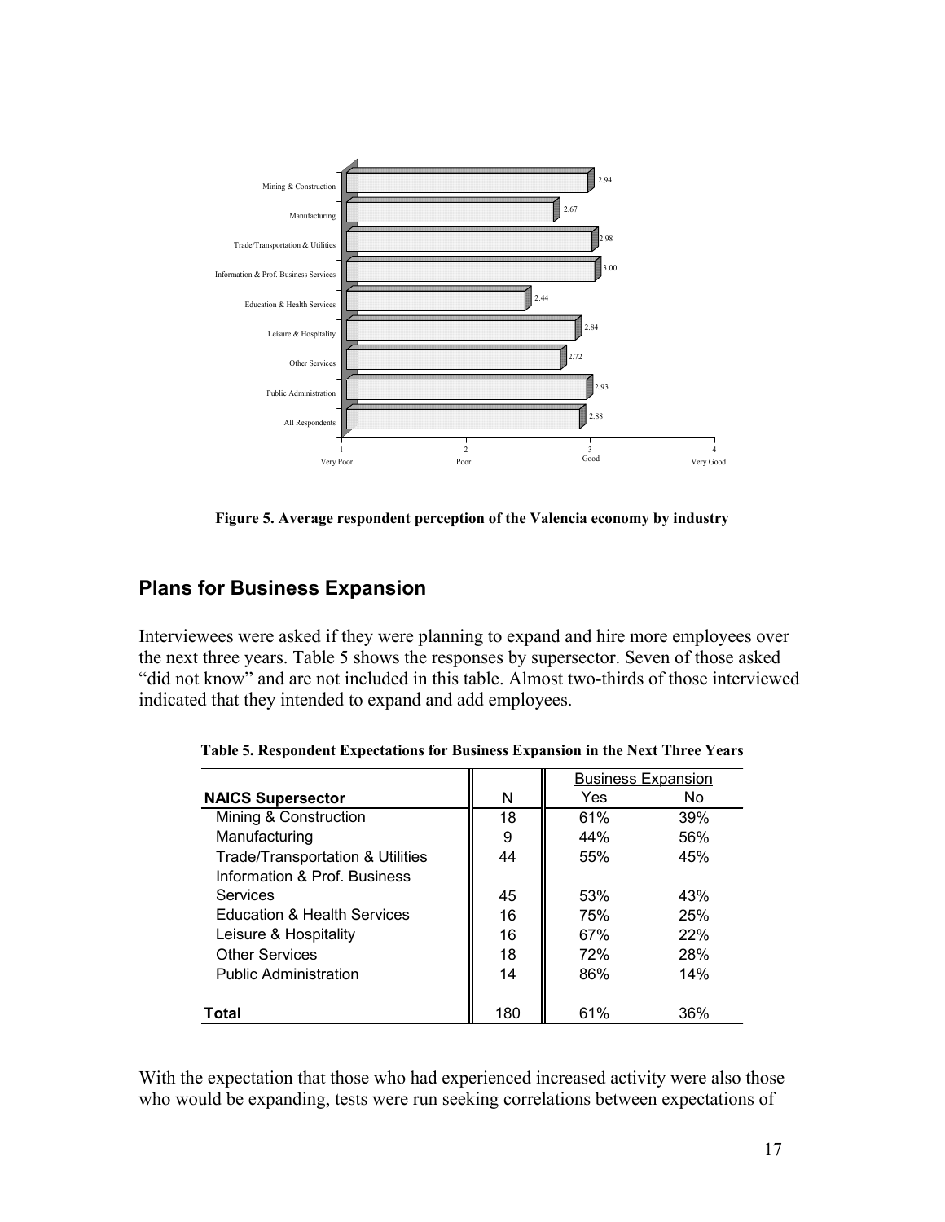| Industry | Average Perception |
|---|---|
| Mining & Construction | 2.94 |
| Manufacturing | 2.67 |
| Trade/Transportation & Utilities | 2.98 |
| Information & Prof. Business Services | 3.00 |
| Education & Health Services | 2.44 |
| Leisure & Hospitality | 2.84 |
| Other Services | 2.72 |
| Public Administration | 2.93 |
| All Respondents | 2.88 |

Scale: 1 Very Poor, 2 Poor, 3 Good, 4 Very Good

**Figure 5. Average respondent perception of the Valencia economy by industry**

## Plans for Business Expansion

Interviewees were asked if they were planning to expand and hire more employees over the next three years. Table 5 shows the responses by supersector. Seven of those asked "did not know" and are not included in this table. Almost two-thirds of those interviewed indicated that they intended to expand and add employees.

**Table 5. Respondent Expectations for Business Expansion in the Next Three Years**

| | | Business Expansion | |
|---|---|---|---|
| **NAICS Supersector** | N | Yes | No |
| Mining & Construction | 18 | 61% | 39% |
| Manufacturing | 9 | 44% | 56% |
| Trade/Transportation & Utilities | 44 | 55% | 45% |
| Information & Prof. Business Services | 45 | 53% | 43% |
| Education & Health Services | 16 | 75% | 25% |
| Leisure & Hospitality | 16 | 67% | 22% |
| Other Services | 18 | 72% | 28% |
| Public Administration | 14 | 86% | 14% |
| **Total** | 180 | 61% | 36% |

With the expectation that those who had experienced increased activity were also those who would be expanding, tests were run seeking correlations between expectations of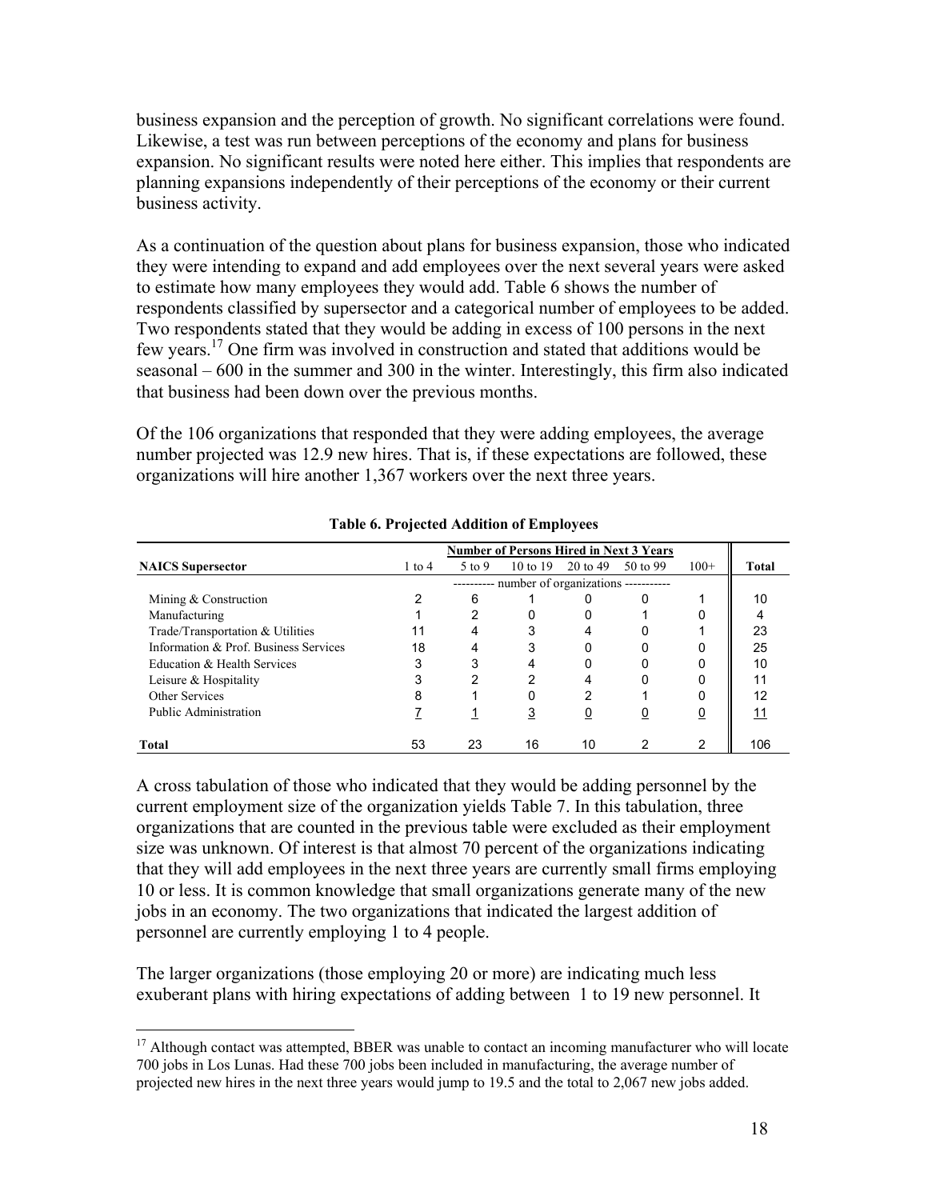business expansion and the perception of growth. No significant correlations were found. Likewise, a test was run between perceptions of the economy and plans for business expansion. No significant results were noted here either. This implies that respondents are planning expansions independently of their perceptions of the economy or their current business activity.

As a continuation of the question about plans for business expansion, those who indicated they were intending to expand and add employees over the next several years were asked to estimate how many employees they would add. Table 6 shows the number of respondents classified by supersector and a categorical number of employees to be added. Two respondents stated that they would be adding in excess of 100 persons in the next few years.[17] One firm was involved in construction and stated that additions would be seasonal – 600 in the summer and 300 in the winter. Interestingly, this firm also indicated that business had been down over the previous months.

Of the 106 organizations that responded that they were adding employees, the average number projected was 12.9 new hires. That is, if these expectations are followed, these organizations will hire another 1,367 workers over the next three years.

**Table 6. Projected Addition of Employees**

| | Number of Persons Hired in Next 3 Years | | | | | | |
|---|---|---|---|---|---|---|---|
| **NAICS Supersector** | 1 to 4 | 5 to 9 | 10 to 19 | 20 to 49 | 50 to 99 | 100+ | **Total** |
| | ---------- number of organizations ----------- | | | | | | |
| Mining & Construction | 2 | 6 | 1 | 0 | 0 | 1 | 10 |
| Manufacturing | 1 | 2 | 0 | 0 | 1 | 0 | 4 |
| Trade/Transportation & Utilities | 11 | 4 | 3 | 4 | 0 | 1 | 23 |
| Information & Prof. Business Services | 18 | 4 | 3 | 0 | 0 | 0 | 25 |
| Education & Health Services | 3 | 3 | 4 | 0 | 0 | 0 | 10 |
| Leisure & Hospitality | 3 | 2 | 2 | 4 | 0 | 0 | 11 |
| Other Services | 8 | 1 | 0 | 2 | 1 | 0 | 12 |
| Public Administration | 7 | 1 | 3 | 0 | 0 | 0 | 11 |
| **Total** | 53 | 23 | 16 | 10 | 2 | 2 | 106 |

A cross tabulation of those who indicated that they would be adding personnel by the current employment size of the organization yields Table 7. In this tabulation, three organizations that are counted in the previous table were excluded as their employment size was unknown. Of interest is that almost 70 percent of the organizations indicating that they will add employees in the next three years are currently small firms employing 10 or less. It is common knowledge that small organizations generate many of the new jobs in an economy. The two organizations that indicated the largest addition of personnel are currently employing 1 to 4 people.

The larger organizations (those employing 20 or more) are indicating much less exuberant plans with hiring expectations of adding between 1 to 19 new personnel. It

[17] Although contact was attempted, BBER was unable to contact an incoming manufacturer who will locate 700 jobs in Los Lunas. Had these 700 jobs been included in manufacturing, the average number of projected new hires in the next three years would jump to 19.5 and the total to 2,067 new jobs added.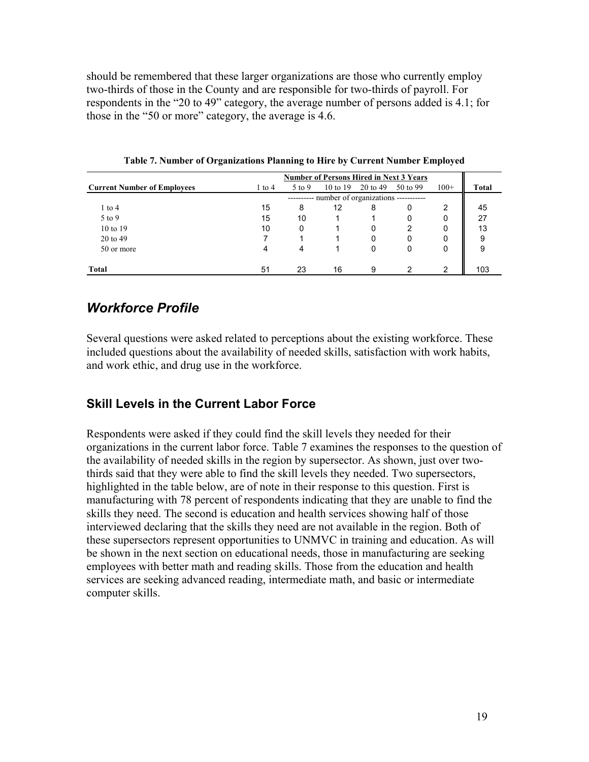should be remembered that these larger organizations are those who currently employ two-thirds of those in the County and are responsible for two-thirds of payroll. For respondents in the "20 to 49" category, the average number of persons added is 4.1; for those in the "50 or more" category, the average is 4.6.

**Table 7. Number of Organizations Planning to Hire by Current Number Employed**

| | Number of Persons Hired in Next 3 Years | | | | | | |
|---|---|---|---|---|---|---|---|
| **Current Number of Employees** | 1 to 4 | 5 to 9 | 10 to 19 | 20 to 49 | 50 to 99 | 100+ | **Total** |
| | ---------- number of organizations ----------- | | | | | | |
| 1 to 4 | 15 | 8 | 12 | 8 | 0 | 2 | 45 |
| 5 to 9 | 15 | 10 | 1 | 1 | 0 | 0 | 27 |
| 10 to 19 | 10 | 0 | 1 | 0 | 2 | 0 | 13 |
| 20 to 49 | 7 | 1 | 1 | 0 | 0 | 0 | 9 |
| 50 or more | 4 | 4 | 1 | 0 | 0 | 0 | 9 |
| **Total** | 51 | 23 | 16 | 9 | 2 | 2 | 103 |

## *Workforce Profile*

Several questions were asked related to perceptions about the existing workforce. These included questions about the availability of needed skills, satisfaction with work habits, and work ethic, and drug use in the workforce.

### Skill Levels in the Current Labor Force

Respondents were asked if they could find the skill levels they needed for their organizations in the current labor force. Table 7 examines the responses to the question of the availability of needed skills in the region by supersector. As shown, just over two-thirds said that they were able to find the skill levels they needed. Two supersectors, highlighted in the table below, are of note in their response to this question. First is manufacturing with 78 percent of respondents indicating that they are unable to find the skills they need. The second is education and health services showing half of those interviewed declaring that the skills they need are not available in the region. Both of these supersectors represent opportunities to UNMVC in training and education. As will be shown in the next section on educational needs, those in manufacturing are seeking employees with better math and reading skills. Those from the education and health services are seeking advanced reading, intermediate math, and basic or intermediate computer skills.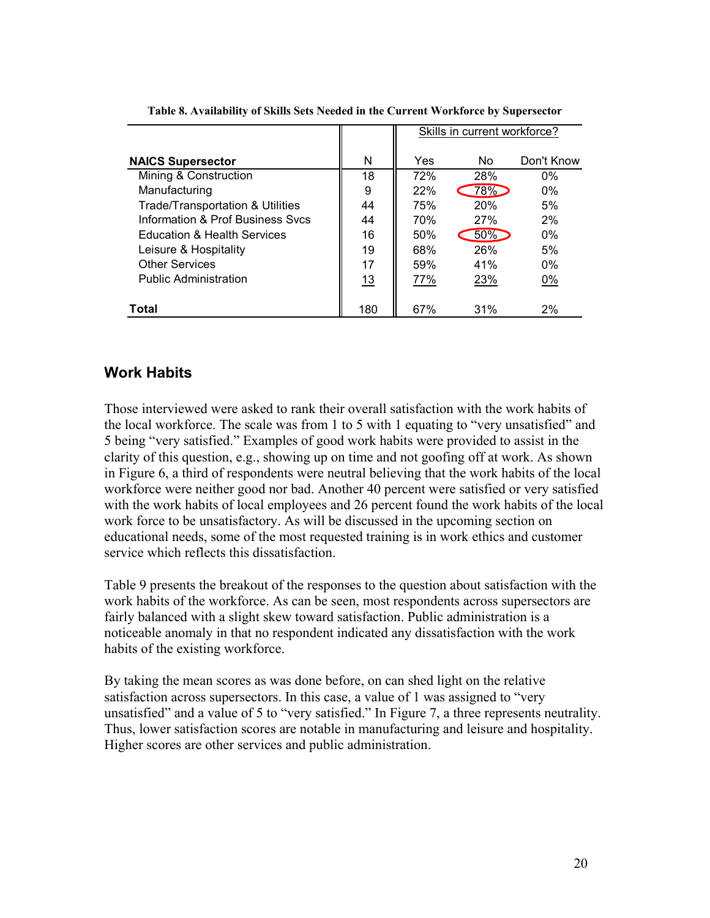**Table 8. Availability of Skills Sets Needed in the Current Workforce by Supersector**

| | | Skills in current workforce? | | |
|---|---|---|---|---|
| **NAICS Supersector** | N | Yes | No | Don't Know |
| Mining & Construction | 18 | 72% | 28% | 0% |
| Manufacturing | 9 | 22% | 78% | 0% |
| Trade/Transportation & Utilities | 44 | 75% | 20% | 5% |
| Information & Prof Business Svcs | 44 | 70% | 27% | 2% |
| Education & Health Services | 16 | 50% | 50% | 0% |
| Leisure & Hospitality | 19 | 68% | 26% | 5% |
| Other Services | 17 | 59% | 41% | 0% |
| Public Administration | 13 | 77% | 23% | 0% |
| **Total** | 180 | 67% | 31% | 2% |

## Work Habits

Those interviewed were asked to rank their overall satisfaction with the work habits of the local workforce. The scale was from 1 to 5 with 1 equating to "very unsatisfied" and 5 being "very satisfied." Examples of good work habits were provided to assist in the clarity of this question, e.g., showing up on time and not goofing off at work. As shown in Figure 6, a third of respondents were neutral believing that the work habits of the local workforce were neither good nor bad. Another 40 percent were satisfied or very satisfied with the work habits of local employees and 26 percent found the work habits of the local work force to be unsatisfactory. As will be discussed in the upcoming section on educational needs, some of the most requested training is in work ethics and customer service which reflects this dissatisfaction.

Table 9 presents the breakout of the responses to the question about satisfaction with the work habits of the workforce. As can be seen, most respondents across supersectors are fairly balanced with a slight skew toward satisfaction. Public administration is a noticeable anomaly in that no respondent indicated any dissatisfaction with the work habits of the existing workforce.

By taking the mean scores as was done before, on can shed light on the relative satisfaction across supersectors. In this case, a value of 1 was assigned to "very unsatisfied" and a value of 5 to "very satisfied." In Figure 7, a three represents neutrality. Thus, lower satisfaction scores are notable in manufacturing and leisure and hospitality. Higher scores are other services and public administration.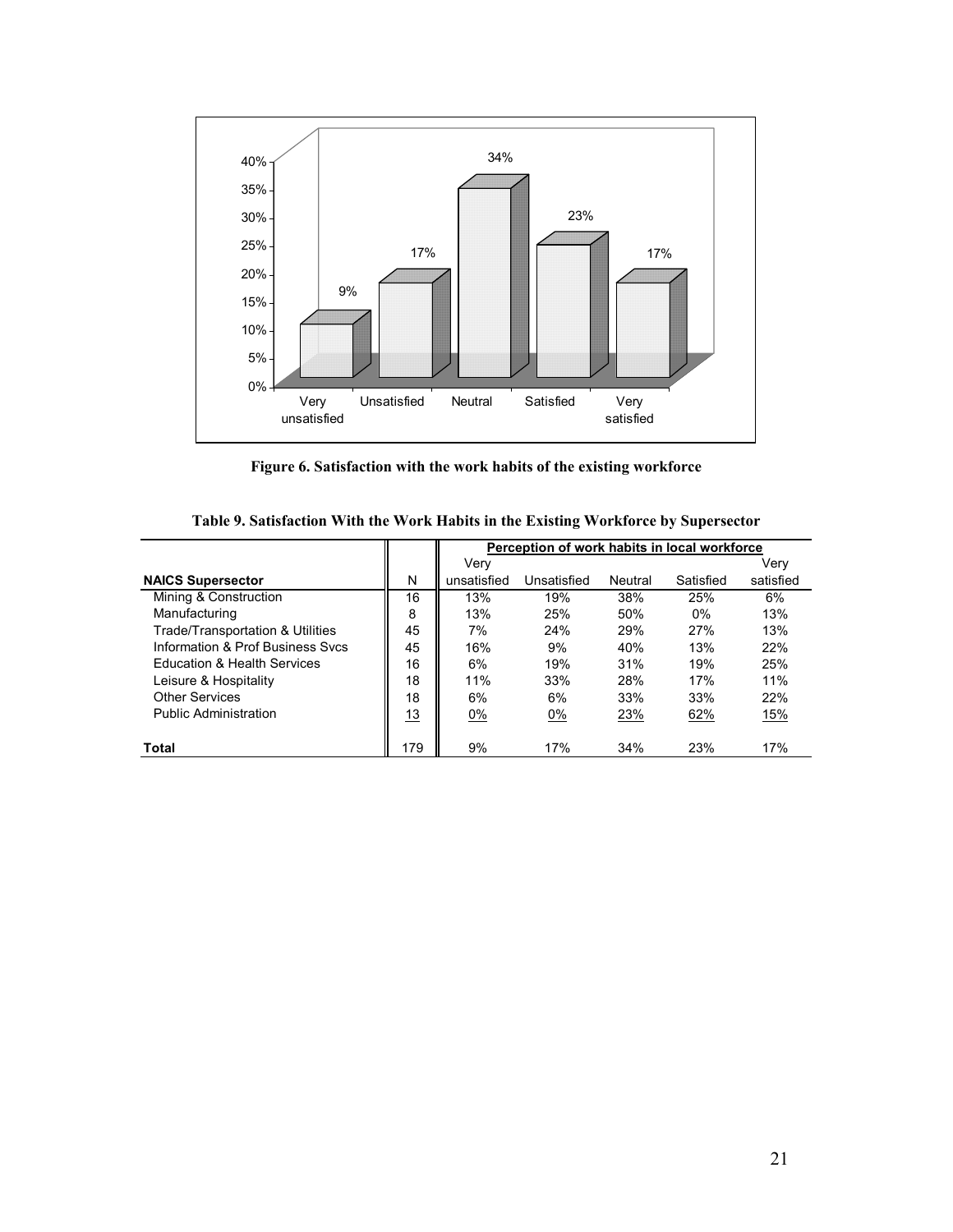Figure 6. Satisfaction with the work habits of the existing workforce

**Table 9. Satisfaction With the Work Habits in the Existing Workforce by Supersector**

| | | Perception of work habits in local workforce | | | | |
|---|---|---|---|---|---|---|
| **NAICS Supersector** | N | Very unsatisfied | Unsatisfied | Neutral | Satisfied | Very satisfied |
| Mining & Construction | 16 | 13% | 19% | 38% | 25% | 6% |
| Manufacturing | 8 | 13% | 25% | 50% | 0% | 13% |
| Trade/Transportation & Utilities | 45 | 7% | 24% | 29% | 27% | 13% |
| Information & Prof Business Svcs | 45 | 16% | 9% | 40% | 13% | 22% |
| Education & Health Services | 16 | 6% | 19% | 31% | 19% | 25% |
| Leisure & Hospitality | 18 | 11% | 33% | 28% | 17% | 11% |
| Other Services | 18 | 6% | 6% | 33% | 33% | 22% |
| Public Administration | 13 | 0% | 0% | 23% | 62% | 15% |
| **Total** | 179 | 9% | 17% | 34% | 23% | 17% |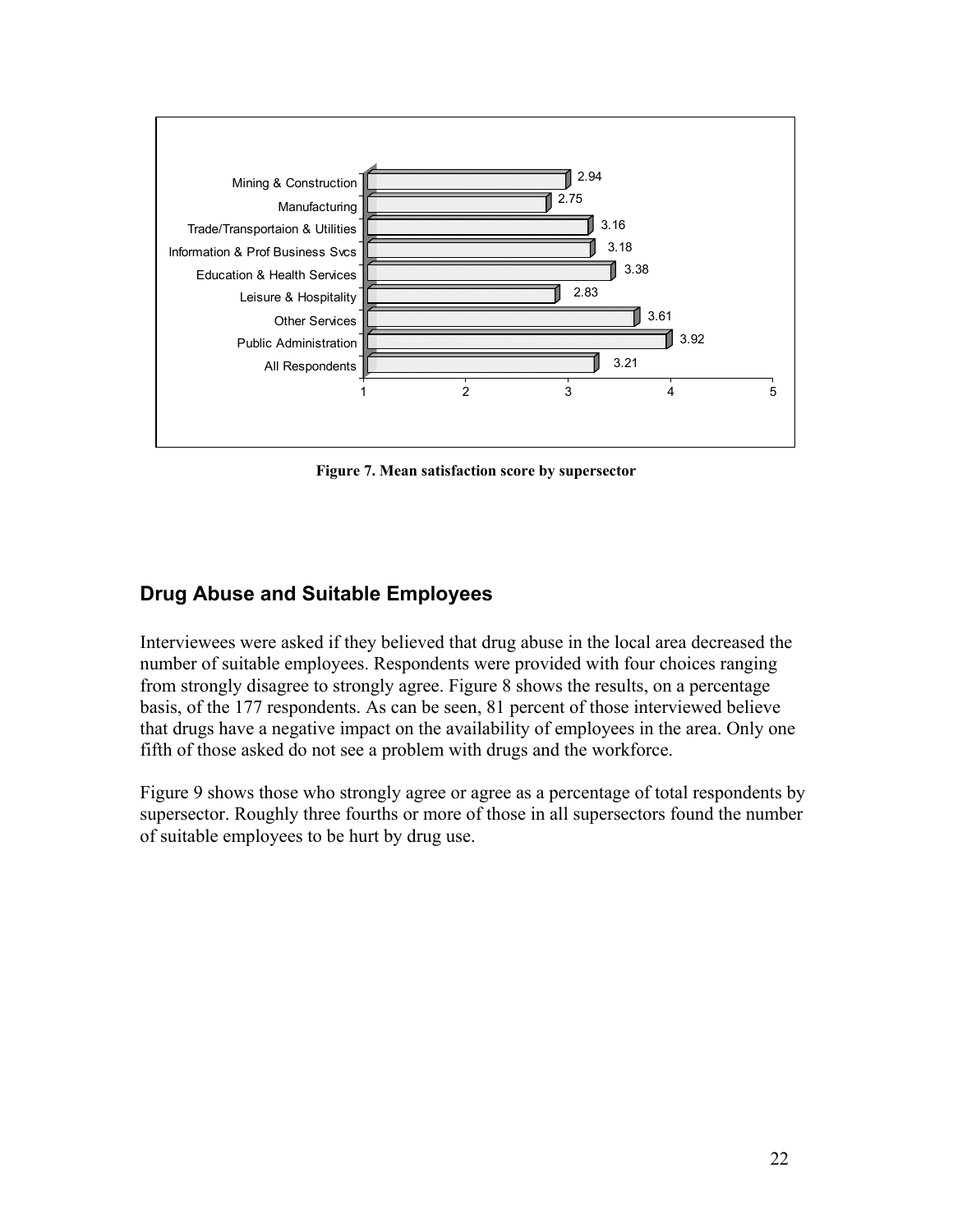| Supersector | Mean satisfaction score |
|---|---|
| Mining & Construction | 2.94 |
| Manufacturing | 2.75 |
| Trade/Transportaion & Utilities | 3.16 |
| Information & Prof Business Svcs | 3.18 |
| Education & Health Services | 3.38 |
| Leisure & Hospitality | 2.83 |
| Other Services | 3.61 |
| Public Administration | 3.92 |
| All Respondents | 3.21 |

**Figure 7. Mean satisfaction score by supersector**

## Drug Abuse and Suitable Employees

Interviewees were asked if they believed that drug abuse in the local area decreased the number of suitable employees. Respondents were provided with four choices ranging from strongly disagree to strongly agree. Figure 8 shows the results, on a percentage basis, of the 177 respondents. As can be seen, 81 percent of those interviewed believe that drugs have a negative impact on the availability of employees in the area. Only one fifth of those asked do not see a problem with drugs and the workforce.

Figure 9 shows those who strongly agree or agree as a percentage of total respondents by supersector. Roughly three fourths or more of those in all supersectors found the number of suitable employees to be hurt by drug use.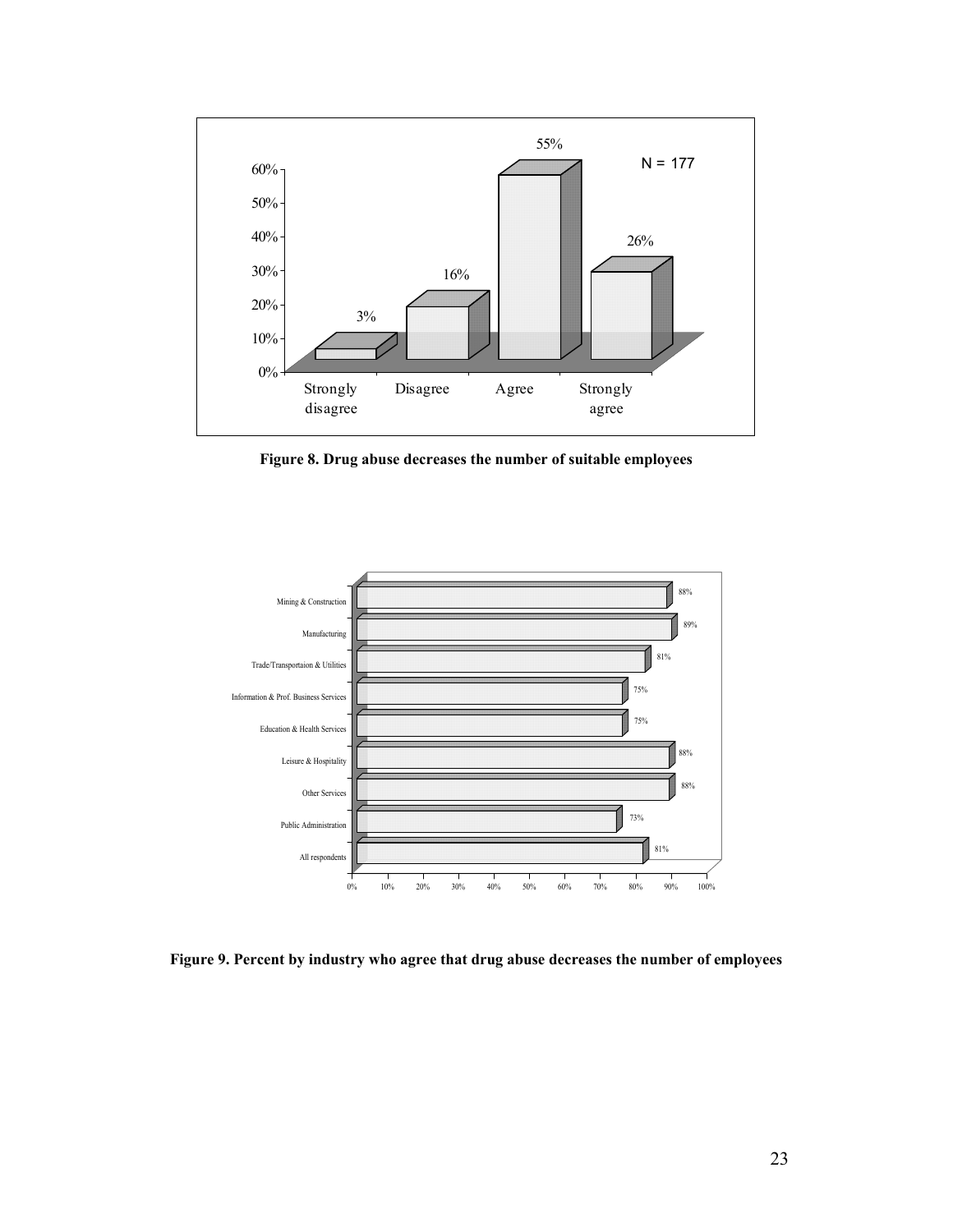**Figure 8. Drug abuse decreases the number of suitable employees**

**Figure 9. Percent by industry who agree that drug abuse decreases the number of employees**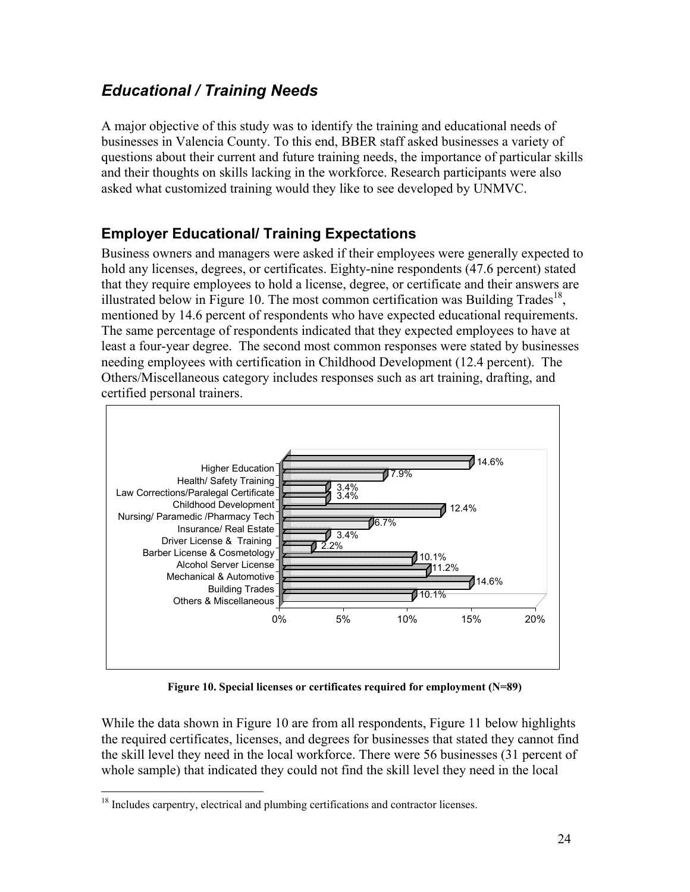## *Educational / Training Needs*

A major objective of this study was to identify the training and educational needs of businesses in Valencia County. To this end, BBER staff asked businesses a variety of questions about their current and future training needs, the importance of particular skills and their thoughts on skills lacking in the workforce. Research participants were also asked what customized training would they like to see developed by UNMVC.

### Employer Educational/ Training Expectations

Business owners and managers were asked if their employees were generally expected to hold any licenses, degrees, or certificates. Eighty-nine respondents (47.6 percent) stated that they require employees to hold a license, degree, or certificate and their answers are illustrated below in Figure 10. The most common certification was Building Trades[18], mentioned by 14.6 percent of respondents who have expected educational requirements. The same percentage of respondents indicated that they expected employees to have at least a four-year degree. The second most common responses were stated by businesses needing employees with certification in Childhood Development (12.4 percent). The Others/Miscellaneous category includes responses such as art training, drafting, and certified personal trainers.

**Figure 10. Special licenses or certificates required for employment (N=89)**

While the data shown in Figure 10 are from all respondents, Figure 11 below highlights the required certificates, licenses, and degrees for businesses that stated they cannot find the skill level they need in the local workforce. There were 56 businesses (31 percent of whole sample) that indicated they could not find the skill level they need in the local

[18] Includes carpentry, electrical and plumbing certifications and contractor licenses.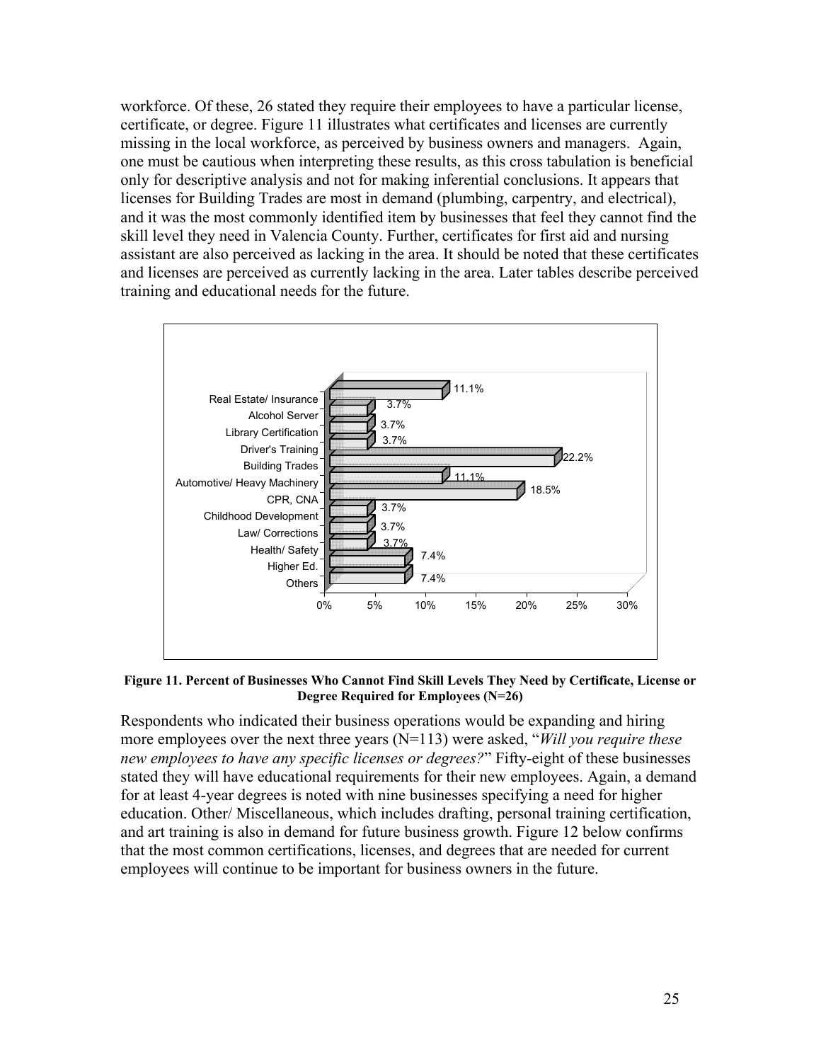workforce. Of these, 26 stated they require their employees to have a particular license, certificate, or degree. Figure 11 illustrates what certificates and licenses are currently missing in the local workforce, as perceived by business owners and managers. Again, one must be cautious when interpreting these results, as this cross tabulation is beneficial only for descriptive analysis and not for making inferential conclusions. It appears that licenses for Building Trades are most in demand (plumbing, carpentry, and electrical), and it was the most commonly identified item by businesses that feel they cannot find the skill level they need in Valencia County. Further, certificates for first aid and nursing assistant are also perceived as lacking in the area. It should be noted that these certificates and licenses are perceived as currently lacking in the area. Later tables describe perceived training and educational needs for the future.

| Certificate, License or Degree | Percent |
|---|---|
| Real Estate/ Insurance | 11.1% |
| Alcohol Server | 3.7% |
| Library Certification | 3.7% |
| Driver's Training | 3.7% |
| Building Trades | 22.2% |
| Automotive/ Heavy Machinery | 11.1% |
| CPR, CNA | 18.5% |
| Childhood Development | 3.7% |
| Law/ Corrections | 3.7% |
| Health/ Safety | 3.7% |
| Higher Ed. | 7.4% |
| Others | 7.4% |

**Figure 11. Percent of Businesses Who Cannot Find Skill Levels They Need by Certificate, License or Degree Required for Employees (N=26)**

Respondents who indicated their business operations would be expanding and hiring more employees over the next three years (N=113) were asked, "*Will you require these new employees to have any specific licenses or degrees?*" Fifty-eight of these businesses stated they will have educational requirements for their new employees. Again, a demand for at least 4-year degrees is noted with nine businesses specifying a need for higher education. Other/ Miscellaneous, which includes drafting, personal training certification, and art training is also in demand for future business growth. Figure 12 below confirms that the most common certifications, licenses, and degrees that are needed for current employees will continue to be important for business owners in the future.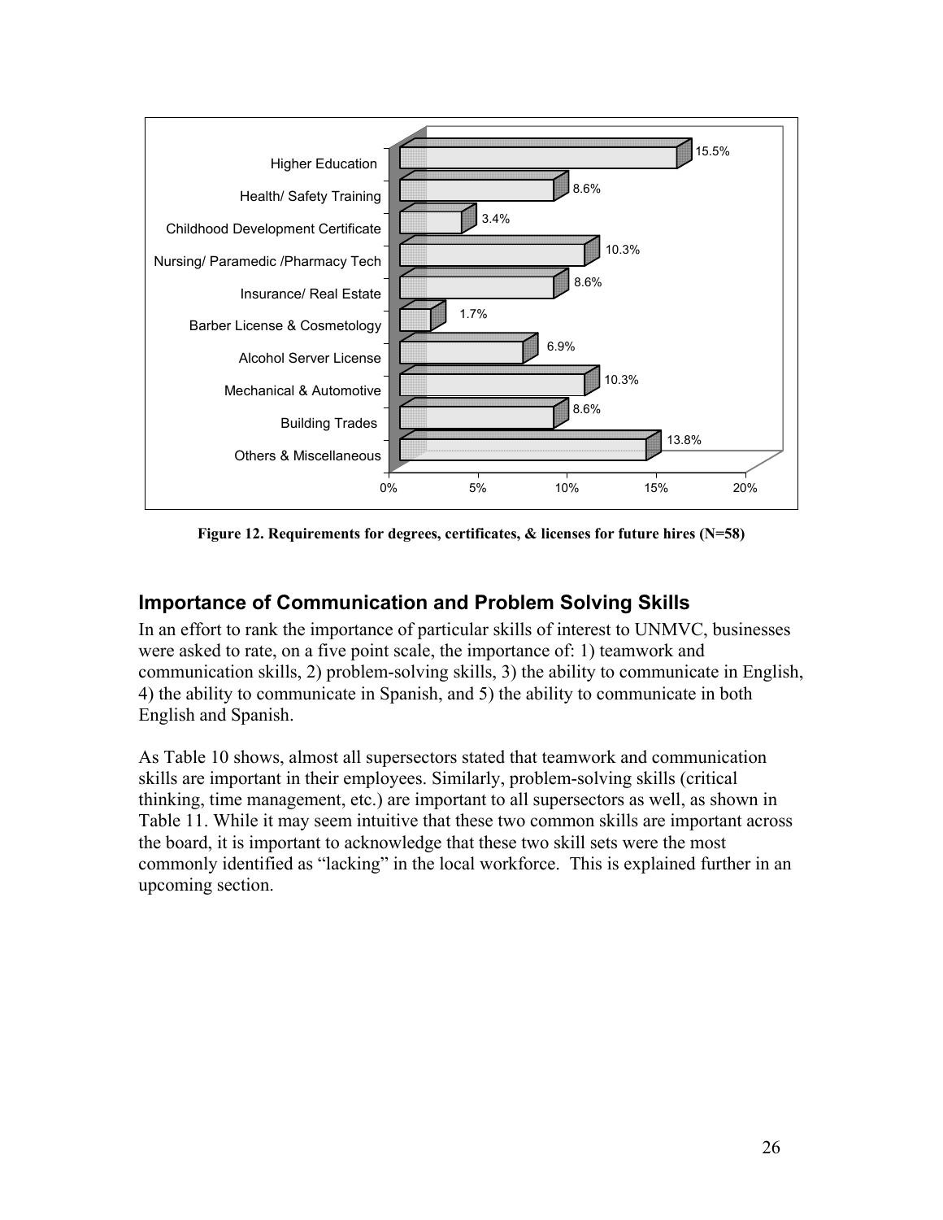| Category | Percentage |
|---|---|
| Higher Education | 15.5% |
| Health/ Safety Training | 8.6% |
| Childhood Development Certificate | 3.4% |
| Nursing/ Paramedic /Pharmacy Tech | 10.3% |
| Insurance/ Real Estate | 8.6% |
| Barber License & Cosmetology | 1.7% |
| Alcohol Server License | 6.9% |
| Mechanical & Automotive | 10.3% |
| Building Trades | 8.6% |
| Others & Miscellaneous | 13.8% |

**Figure 12. Requirements for degrees, certificates, & licenses for future hires (N=58)**

## Importance of Communication and Problem Solving Skills

In an effort to rank the importance of particular skills of interest to UNMVC, businesses were asked to rate, on a five point scale, the importance of: 1) teamwork and communication skills, 2) problem-solving skills, 3) the ability to communicate in English, 4) the ability to communicate in Spanish, and 5) the ability to communicate in both English and Spanish.

As Table 10 shows, almost all supersectors stated that teamwork and communication skills are important in their employees. Similarly, problem-solving skills (critical thinking, time management, etc.) are important to all supersectors as well, as shown in Table 11. While it may seem intuitive that these two common skills are important across the board, it is important to acknowledge that these two skill sets were the most commonly identified as "lacking" in the local workforce. This is explained further in an upcoming section.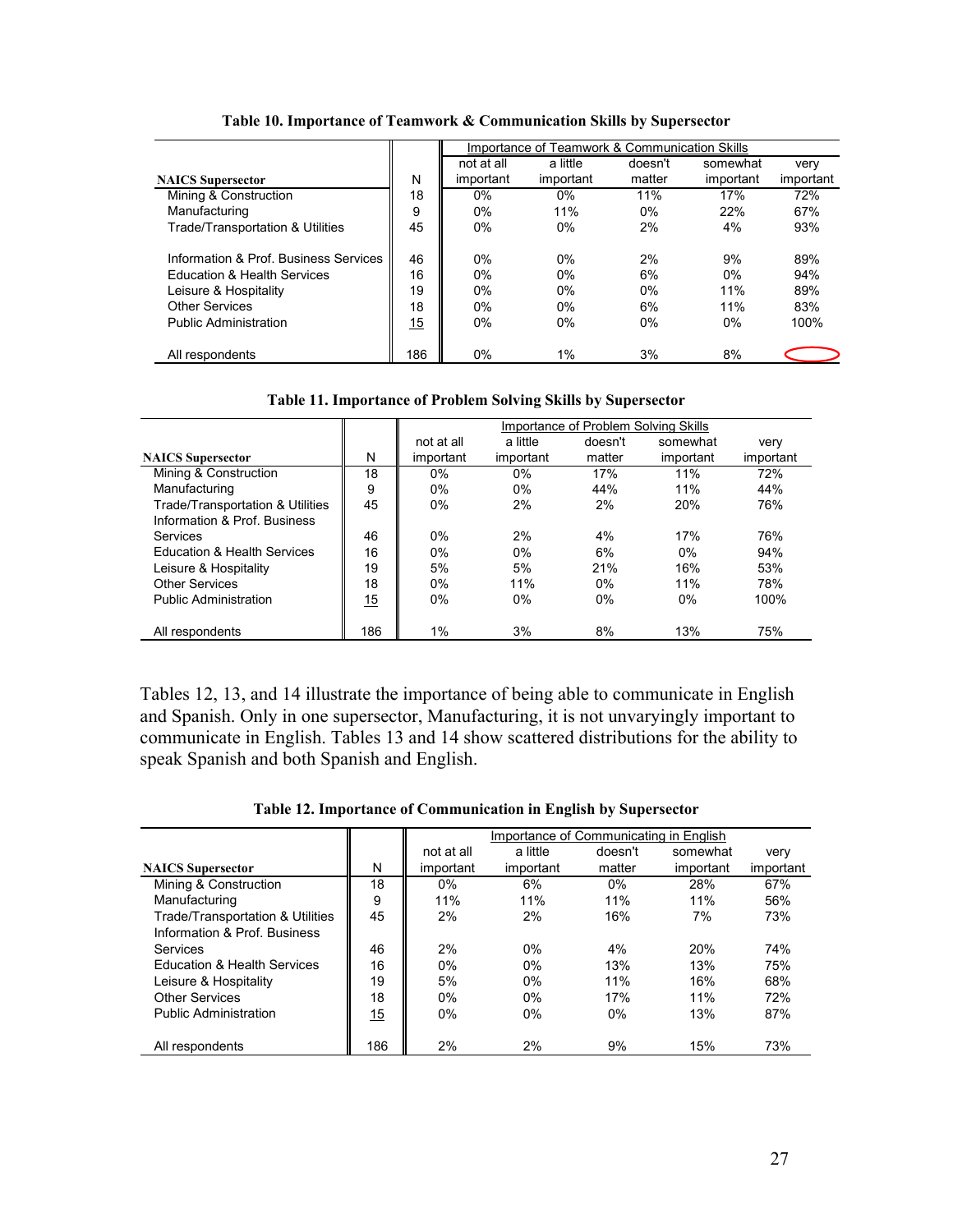**Table 10. Importance of Teamwork & Communication Skills by Supersector**

| NAICS Supersector | N | Importance of Teamwork & Communication Skills | | | | |
|---|---|---|---|---|---|---|
| | | not at all important | a little important | doesn't matter | somewhat important | very important |
| Mining & Construction | 18 | 0% | 0% | 11% | 17% | 72% |
| Manufacturing | 9 | 0% | 11% | 0% | 22% | 67% |
| Trade/Transportation & Utilities | 45 | 0% | 0% | 2% | 4% | 93% |
| Information & Prof. Business Services | 46 | 0% | 0% | 2% | 9% | 89% |
| Education & Health Services | 16 | 0% | 0% | 6% | 0% | 94% |
| Leisure & Hospitality | 19 | 0% | 0% | 0% | 11% | 89% |
| Other Services | 18 | 0% | 0% | 6% | 11% | 83% |
| Public Administration | 15 | 0% | 0% | 0% | 0% | 100% |
| All respondents | 186 | 0% | 1% | 3% | 8% | |

**Table 11. Importance of Problem Solving Skills by Supersector**

| NAICS Supersector | N | Importance of Problem Solving Skills | | | | |
|---|---|---|---|---|---|---|
| | | not at all important | a little important | doesn't matter | somewhat important | very important |
| Mining & Construction | 18 | 0% | 0% | 17% | 11% | 72% |
| Manufacturing | 9 | 0% | 0% | 44% | 11% | 44% |
| Trade/Transportation & Utilities | 45 | 0% | 2% | 2% | 20% | 76% |
| Information & Prof. Business Services | 46 | 0% | 2% | 4% | 17% | 76% |
| Education & Health Services | 16 | 0% | 0% | 6% | 0% | 94% |
| Leisure & Hospitality | 19 | 5% | 5% | 21% | 16% | 53% |
| Other Services | 18 | 0% | 11% | 0% | 11% | 78% |
| Public Administration | 15 | 0% | 0% | 0% | 0% | 100% |
| All respondents | 186 | 1% | 3% | 8% | 13% | 75% |

Tables 12, 13, and 14 illustrate the importance of being able to communicate in English and Spanish. Only in one supersector, Manufacturing, it is not unvaryingly important to communicate in English. Tables 13 and 14 show scattered distributions for the ability to speak Spanish and both Spanish and English.

**Table 12. Importance of Communication in English by Supersector**

| NAICS Supersector | N | Importance of Communicating in English | | | | |
|---|---|---|---|---|---|---|
| | | not at all important | a little important | doesn't matter | somewhat important | very important |
| Mining & Construction | 18 | 0% | 6% | 0% | 28% | 67% |
| Manufacturing | 9 | 11% | 11% | 11% | 11% | 56% |
| Trade/Transportation & Utilities | 45 | 2% | 2% | 16% | 7% | 73% |
| Information & Prof. Business Services | 46 | 2% | 0% | 4% | 20% | 74% |
| Education & Health Services | 16 | 0% | 0% | 13% | 13% | 75% |
| Leisure & Hospitality | 19 | 5% | 0% | 11% | 16% | 68% |
| Other Services | 18 | 0% | 0% | 17% | 11% | 72% |
| Public Administration | 15 | 0% | 0% | 0% | 13% | 87% |
| All respondents | 186 | 2% | 2% | 9% | 15% | 73% |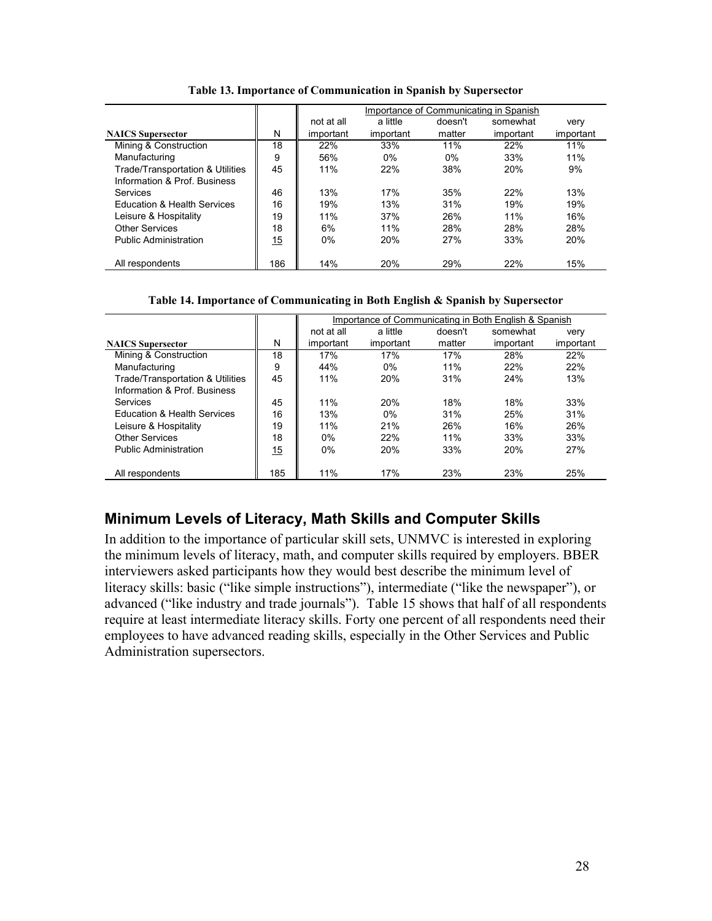**Table 13. Importance of Communication in Spanish by Supersector**

| | | Importance of Communicating in Spanish | | | | |
|---|---|---|---|---|---|---|
| **NAICS Supersector** | N | not at all important | a little important | doesn't matter | somewhat important | very important |
| Mining & Construction | 18 | 22% | 33% | 11% | 22% | 11% |
| Manufacturing | 9 | 56% | 0% | 0% | 33% | 11% |
| Trade/Transportation & Utilities | 45 | 11% | 22% | 38% | 20% | 9% |
| Information & Prof. Business Services | 46 | 13% | 17% | 35% | 22% | 13% |
| Education & Health Services | 16 | 19% | 13% | 31% | 19% | 19% |
| Leisure & Hospitality | 19 | 11% | 37% | 26% | 11% | 16% |
| Other Services | 18 | 6% | 11% | 28% | 28% | 28% |
| Public Administration | 15 | 0% | 20% | 27% | 33% | 20% |
| All respondents | 186 | 14% | 20% | 29% | 22% | 15% |

**Table 14. Importance of Communicating in Both English & Spanish by Supersector**

| | | Importance of Communicating in Both English & Spanish | | | | |
|---|---|---|---|---|---|---|
| **NAICS Supersector** | N | not at all important | a little important | doesn't matter | somewhat important | very important |
| Mining & Construction | 18 | 17% | 17% | 17% | 28% | 22% |
| Manufacturing | 9 | 44% | 0% | 11% | 22% | 22% |
| Trade/Transportation & Utilities | 45 | 11% | 20% | 31% | 24% | 13% |
| Information & Prof. Business Services | 45 | 11% | 20% | 18% | 18% | 33% |
| Education & Health Services | 16 | 13% | 0% | 31% | 25% | 31% |
| Leisure & Hospitality | 19 | 11% | 21% | 26% | 16% | 26% |
| Other Services | 18 | 0% | 22% | 11% | 33% | 33% |
| Public Administration | 15 | 0% | 20% | 33% | 20% | 27% |
| All respondents | 185 | 11% | 17% | 23% | 23% | 25% |

## Minimum Levels of Literacy, Math Skills and Computer Skills

In addition to the importance of particular skill sets, UNMVC is interested in exploring the minimum levels of literacy, math, and computer skills required by employers. BBER interviewers asked participants how they would best describe the minimum level of literacy skills: basic ("like simple instructions"), intermediate ("like the newspaper"), or advanced ("like industry and trade journals"). Table 15 shows that half of all respondents require at least intermediate literacy skills. Forty one percent of all respondents need their employees to have advanced reading skills, especially in the Other Services and Public Administration supersectors.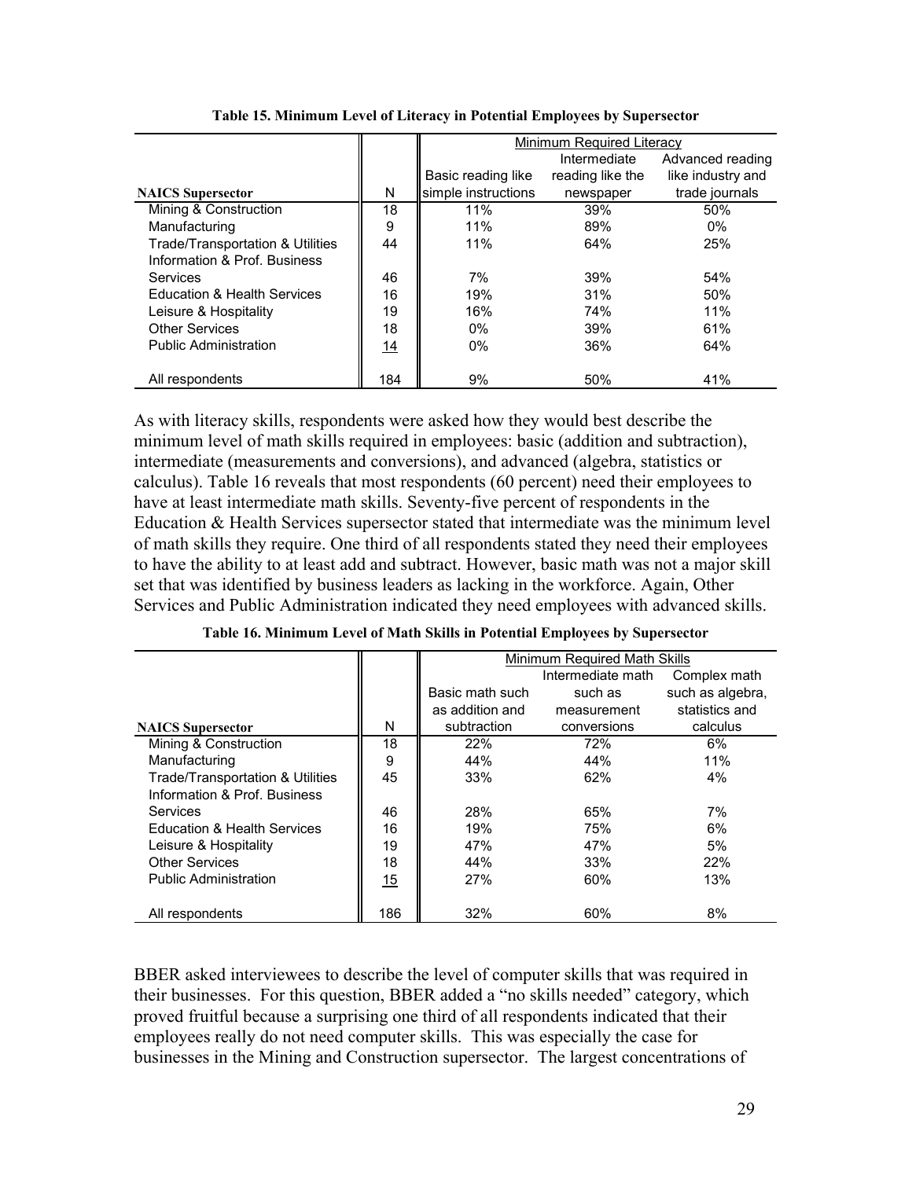**Table 15. Minimum Level of Literacy in Potential Employees by Supersector**

| | | Minimum Required Literacy | | |
|---|---|---|---|---|
| **NAICS Supersector** | N | Basic reading like simple instructions | Intermediate reading like the newspaper | Advanced reading like industry and trade journals |
| Mining & Construction | 18 | 11% | 39% | 50% |
| Manufacturing | 9 | 11% | 89% | 0% |
| Trade/Transportation & Utilities | 44 | 11% | 64% | 25% |
| Information & Prof. Business Services | 46 | 7% | 39% | 54% |
| Education & Health Services | 16 | 19% | 31% | 50% |
| Leisure & Hospitality | 19 | 16% | 74% | 11% |
| Other Services | 18 | 0% | 39% | 61% |
| Public Administration | 14 | 0% | 36% | 64% |
| All respondents | 184 | 9% | 50% | 41% |

As with literacy skills, respondents were asked how they would best describe the minimum level of math skills required in employees: basic (addition and subtraction), intermediate (measurements and conversions), and advanced (algebra, statistics or calculus). Table 16 reveals that most respondents (60 percent) need their employees to have at least intermediate math skills. Seventy-five percent of respondents in the Education & Health Services supersector stated that intermediate was the minimum level of math skills they require. One third of all respondents stated they need their employees to have the ability to at least add and subtract. However, basic math was not a major skill set that was identified by business leaders as lacking in the workforce. Again, Other Services and Public Administration indicated they need employees with advanced skills.

**Table 16. Minimum Level of Math Skills in Potential Employees by Supersector**

| | | Minimum Required Math Skills | | |
|---|---|---|---|---|
| **NAICS Supersector** | N | Basic math such as addition and subtraction | Intermediate math such as measurement conversions | Complex math such as algebra, statistics and calculus |
| Mining & Construction | 18 | 22% | 72% | 6% |
| Manufacturing | 9 | 44% | 44% | 11% |
| Trade/Transportation & Utilities | 45 | 33% | 62% | 4% |
| Information & Prof. Business Services | 46 | 28% | 65% | 7% |
| Education & Health Services | 16 | 19% | 75% | 6% |
| Leisure & Hospitality | 19 | 47% | 47% | 5% |
| Other Services | 18 | 44% | 33% | 22% |
| Public Administration | 15 | 27% | 60% | 13% |
| All respondents | 186 | 32% | 60% | 8% |

BBER asked interviewees to describe the level of computer skills that was required in their businesses. For this question, BBER added a "no skills needed" category, which proved fruitful because a surprising one third of all respondents indicated that their employees really do not need computer skills. This was especially the case for businesses in the Mining and Construction supersector. The largest concentrations of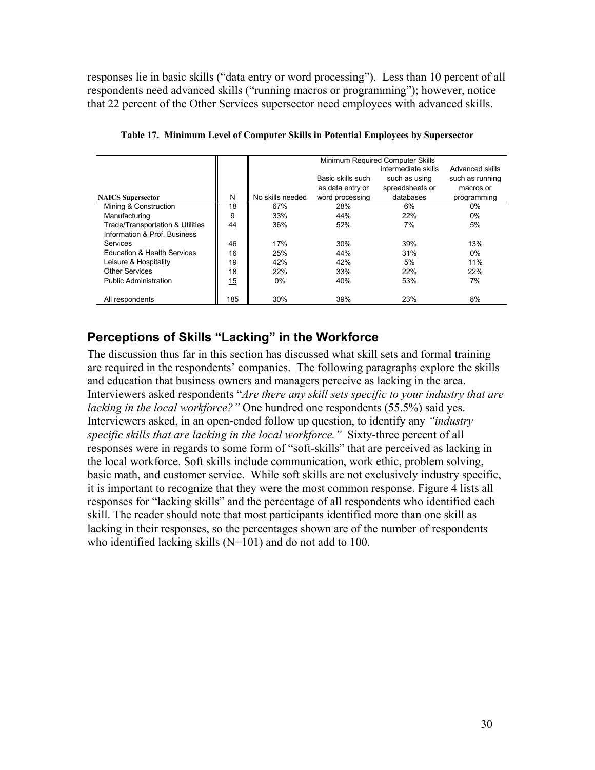responses lie in basic skills ("data entry or word processing"). Less than 10 percent of all respondents need advanced skills ("running macros or programming"); however, notice that 22 percent of the Other Services supersector need employees with advanced skills.

**Table 17. Minimum Level of Computer Skills in Potential Employees by Supersector**

| | | Minimum Required Computer Skills | | | |
|---|---|---|---|---|---|
| **NAICS Supersector** | N | No skills needed | Basic skills such as data entry or word processing | Intermediate skills such as using spreadsheets or databases | Advanced skills such as running macros or programming |
| Mining & Construction | 18 | 67% | 28% | 6% | 0% |
| Manufacturing | 9 | 33% | 44% | 22% | 0% |
| Trade/Transportation & Utilities | 44 | 36% | 52% | 7% | 5% |
| Information & Prof. Business Services | 46 | 17% | 30% | 39% | 13% |
| Education & Health Services | 16 | 25% | 44% | 31% | 0% |
| Leisure & Hospitality | 19 | 42% | 42% | 5% | 11% |
| Other Services | 18 | 22% | 33% | 22% | 22% |
| Public Administration | 15 | 0% | 40% | 53% | 7% |
| All respondents | 185 | 30% | 39% | 23% | 8% |

## Perceptions of Skills "Lacking" in the Workforce

The discussion thus far in this section has discussed what skill sets and formal training are required in the respondents' companies. The following paragraphs explore the skills and education that business owners and managers perceive as lacking in the area. Interviewers asked respondents "*Are there any skill sets specific to your industry that are lacking in the local workforce?"* One hundred one respondents (55.5%) said yes. Interviewers asked, in an open-ended follow up question, to identify any *"industry specific skills that are lacking in the local workforce."* Sixty-three percent of all responses were in regards to some form of "soft-skills" that are perceived as lacking in the local workforce. Soft skills include communication, work ethic, problem solving, basic math, and customer service. While soft skills are not exclusively industry specific, it is important to recognize that they were the most common response. Figure 4 lists all responses for "lacking skills" and the percentage of all respondents who identified each skill. The reader should note that most participants identified more than one skill as lacking in their responses, so the percentages shown are of the number of respondents who identified lacking skills (N=101) and do not add to 100.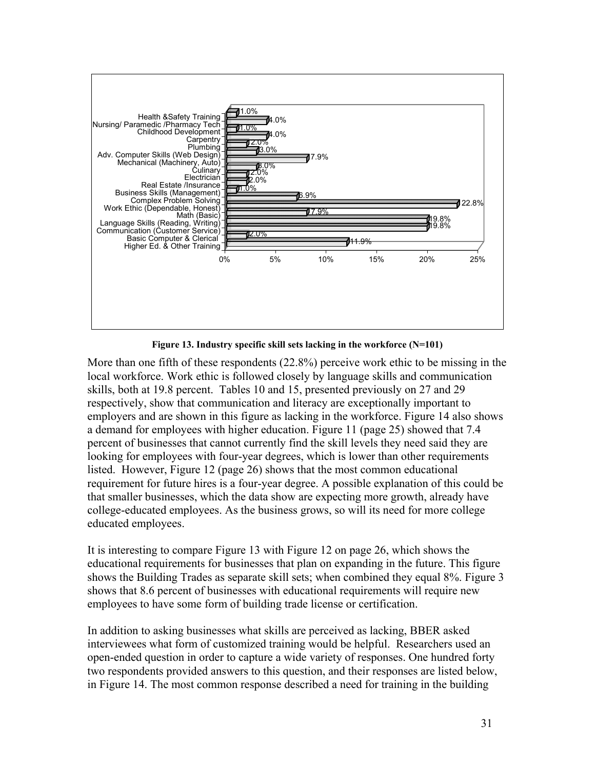| Skill Set | Percent |
| --- | --- |
| Health &Safety Training | 1.0% |
| Nursing/ Paramedic /Pharmacy Tech | 4.0% |
| Childhood Development | 1.0% |
| Carpentry | 4.0% |
| Plumbing | 2.0% |
| Adv. Computer Skills (Web Design) | 3.0% |
| Mechanical (Machinery, Auto) | 7.9% |
| Culinary | 3.0% |
| Electrician | 2.0% |
| Real Estate /Insurance | 2.0% |
| Business Skills (Management) | 1.0% |
| Complex Problem Solving | 6.9% |
| Work Ethic (Dependable, Honest) | 22.8% |
| Math (Basic) | 7.9% |
| Language Skills (Reading, Writing) | 19.8% |
| Communication (Customer Service) | 19.8% |
| Basic Computer & Clerical | 2.0% |
| Higher Ed. & Other Training | 11.9% |

**Figure 13. Industry specific skill sets lacking in the workforce (N=101)**

More than one fifth of these respondents (22.8%) perceive work ethic to be missing in the local workforce. Work ethic is followed closely by language skills and communication skills, both at 19.8 percent. Tables 10 and 15, presented previously on 27 and 29 respectively, show that communication and literacy are exceptionally important to employers and are shown in this figure as lacking in the workforce. Figure 14 also shows a demand for employees with higher education. Figure 11 (page 25) showed that 7.4 percent of businesses that cannot currently find the skill levels they need said they are looking for employees with four-year degrees, which is lower than other requirements listed. However, Figure 12 (page 26) shows that the most common educational requirement for future hires is a four-year degree. A possible explanation of this could be that smaller businesses, which the data show are expecting more growth, already have college-educated employees. As the business grows, so will its need for more college educated employees.

It is interesting to compare Figure 13 with Figure 12 on page 26, which shows the educational requirements for businesses that plan on expanding in the future. This figure shows the Building Trades as separate skill sets; when combined they equal 8%. Figure 3 shows that 8.6 percent of businesses with educational requirements will require new employees to have some form of building trade license or certification.

In addition to asking businesses what skills are perceived as lacking, BBER asked interviewees what form of customized training would be helpful. Researchers used an open-ended question in order to capture a wide variety of responses. One hundred forty two respondents provided answers to this question, and their responses are listed below, in Figure 14. The most common response described a need for training in the building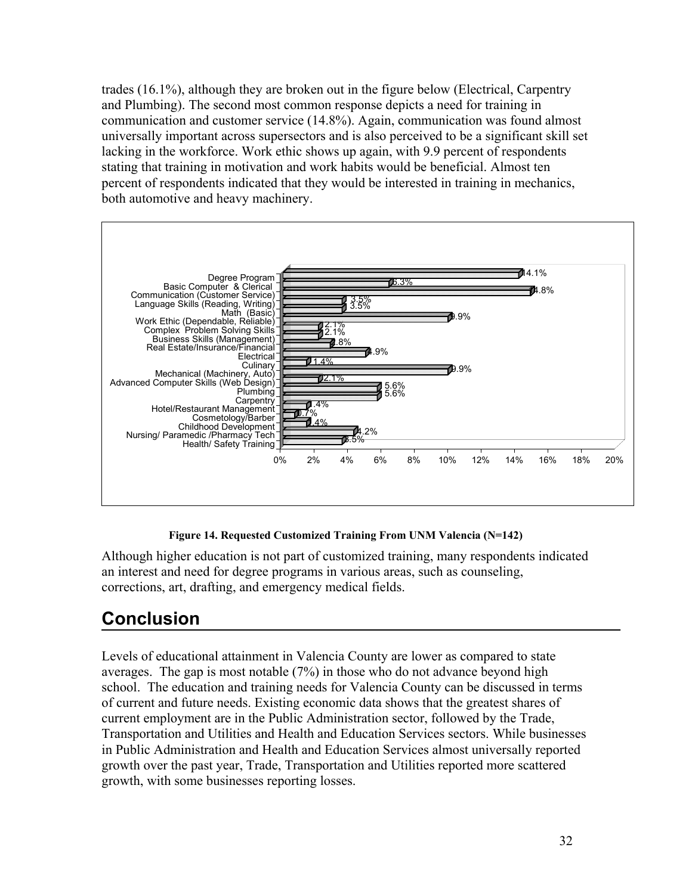trades (16.1%), although they are broken out in the figure below (Electrical, Carpentry and Plumbing). The second most common response depicts a need for training in communication and customer service (14.8%). Again, communication was found almost universally important across supersectors and is also perceived to be a significant skill set lacking in the workforce. Work ethic shows up again, with 9.9 percent of respondents stating that training in motivation and work habits would be beneficial. Almost ten percent of respondents indicated that they would be interested in training in mechanics, both automotive and heavy machinery.

| Training Area | Percent |
|---|---|
| Degree Program | 14.1% |
| Basic Computer & Clerical | 6.3% |
| Communication (Customer Service) | 14.8% |
| Language Skills (Reading, Writing) | 3.5% |
| Math (Basic) | 3.5% |
| Work Ethic (Dependable, Reliable) | 9.9% |
| Complex Problem Solving Skills | 2.1% |
| Business Skills (Management) | 2.1% |
| Real Estate/Insurance/Financial | 2.8% |
| Electrical | 4.9% |
| Culinary | 1.4% |
| Mechanical (Machinery, Auto) | 9.9% |
| Advanced Computer Skills (Web Design) | 2.1% |
| Plumbing | 5.6% |
| Carpentry | 5.6% |
| Hotel/Restaurant Management | 1.4% |
| Cosmetology/Barber | 0.7% |
| Childhood Development | 1.4% |
| Nursing/ Paramedic /Pharmacy Tech | 4.2% |
| Health/ Safety Training | 3.5% |

**Figure 14. Requested Customized Training From UNM Valencia (N=142)**

Although higher education is not part of customized training, many respondents indicated an interest and need for degree programs in various areas, such as counseling, corrections, art, drafting, and emergency medical fields.

# Conclusion

Levels of educational attainment in Valencia County are lower as compared to state averages. The gap is most notable (7%) in those who do not advance beyond high school. The education and training needs for Valencia County can be discussed in terms of current and future needs. Existing economic data shows that the greatest shares of current employment are in the Public Administration sector, followed by the Trade, Transportation and Utilities and Health and Education Services sectors. While businesses in Public Administration and Health and Education Services almost universally reported growth over the past year, Trade, Transportation and Utilities reported more scattered growth, with some businesses reporting losses.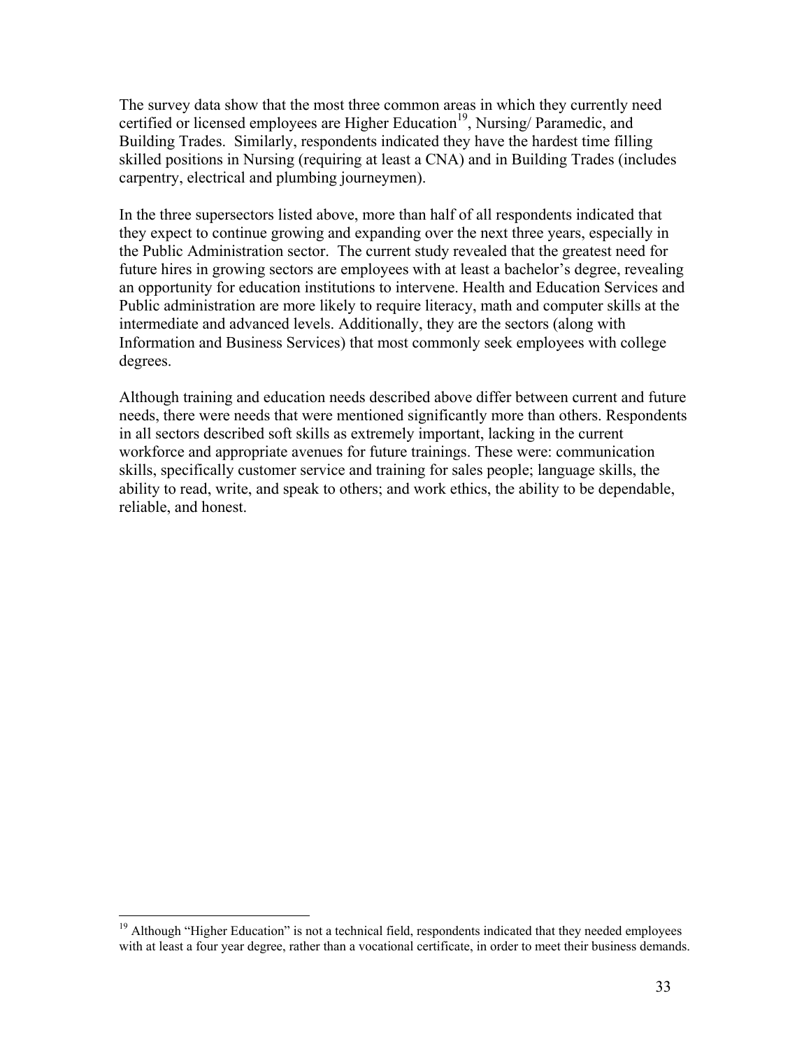The survey data show that the most three common areas in which they currently need certified or licensed employees are Higher Education[19], Nursing/ Paramedic, and Building Trades. Similarly, respondents indicated they have the hardest time filling skilled positions in Nursing (requiring at least a CNA) and in Building Trades (includes carpentry, electrical and plumbing journeymen).

In the three supersectors listed above, more than half of all respondents indicated that they expect to continue growing and expanding over the next three years, especially in the Public Administration sector. The current study revealed that the greatest need for future hires in growing sectors are employees with at least a bachelor's degree, revealing an opportunity for education institutions to intervene. Health and Education Services and Public administration are more likely to require literacy, math and computer skills at the intermediate and advanced levels. Additionally, they are the sectors (along with Information and Business Services) that most commonly seek employees with college degrees.

Although training and education needs described above differ between current and future needs, there were needs that were mentioned significantly more than others. Respondents in all sectors described soft skills as extremely important, lacking in the current workforce and appropriate avenues for future trainings. These were: communication skills, specifically customer service and training for sales people; language skills, the ability to read, write, and speak to others; and work ethics, the ability to be dependable, reliable, and honest.

---

[19] Although "Higher Education" is not a technical field, respondents indicated that they needed employees with at least a four year degree, rather than a vocational certificate, in order to meet their business demands.